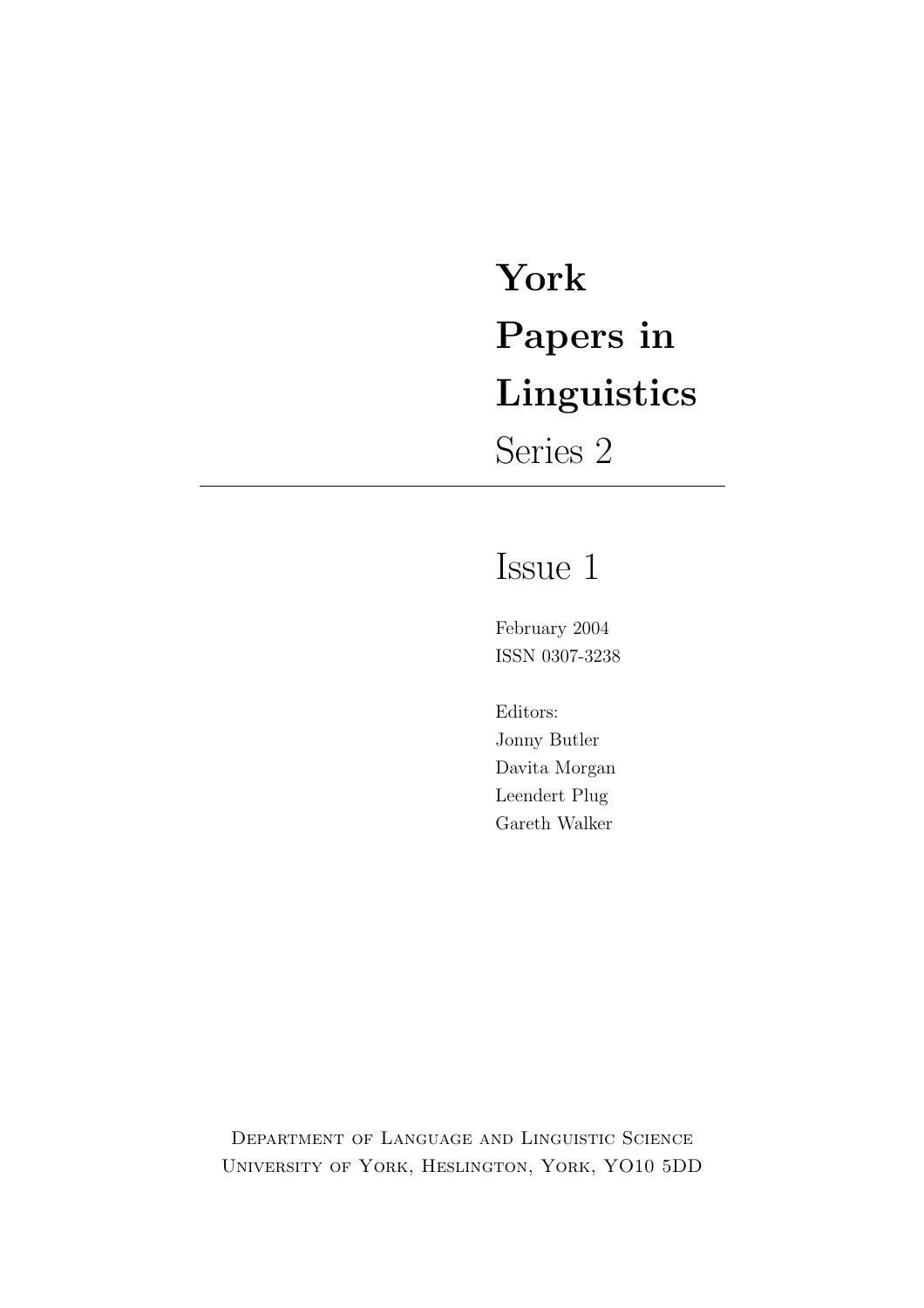# York Papers in Linguistics

Series 2

---

## Issue 1

February 2004

ISSN 0307-3238

Editors:
Jonny Butler
Davita Morgan
Leendert Plug
Gareth Walker

Department of Language and Linguistic Science
University of York, Heslington, York, YO10 5DD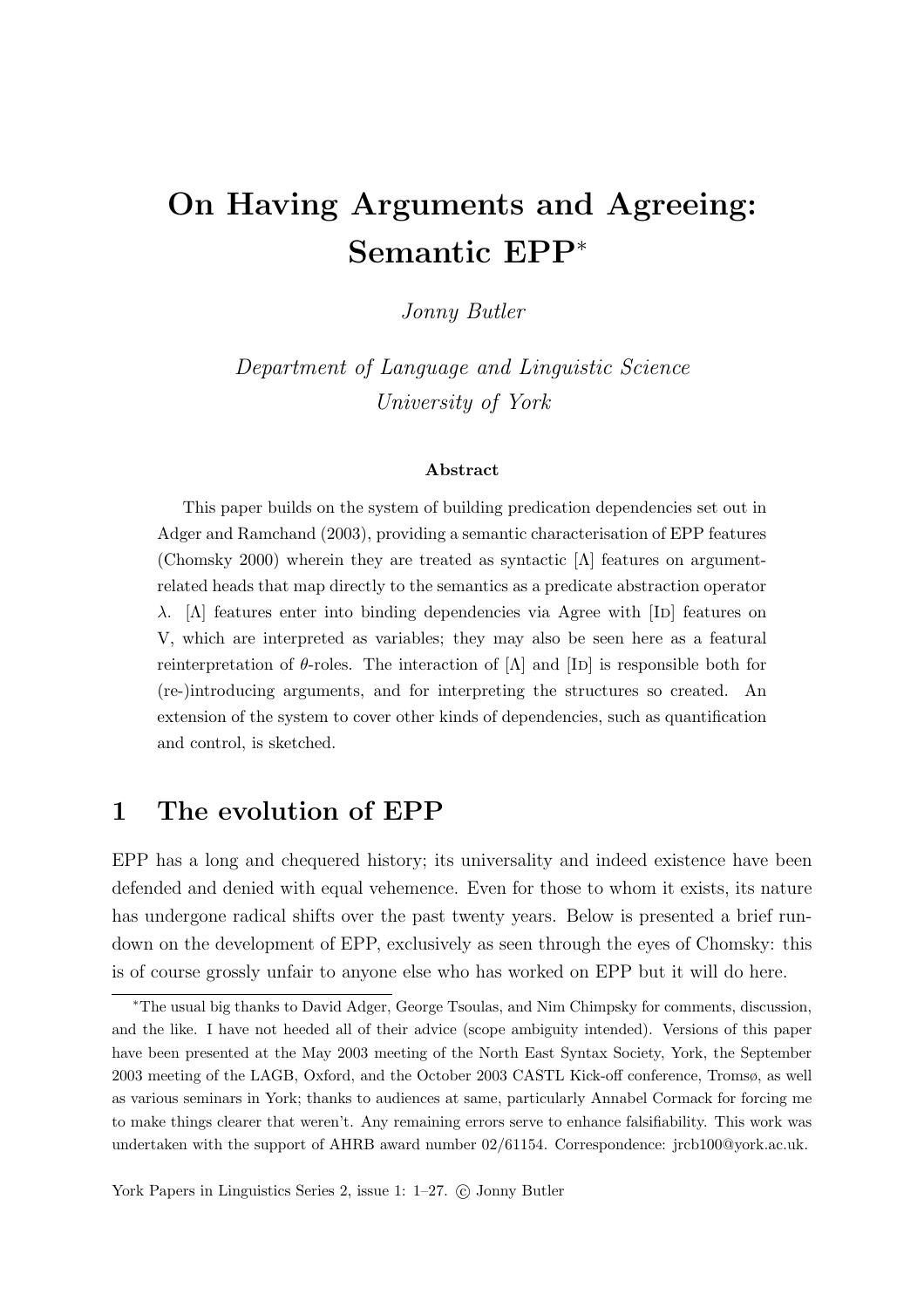# On Having Arguments and Agreeing: Semantic EPP*

*Jonny Butler*

*Department of Language and Linguistic Science*
*University of York*

### Abstract

This paper builds on the system of building predication dependencies set out in Adger and Ramchand (2003), providing a semantic characterisation of EPP features (Chomsky 2000) wherein they are treated as syntactic [$\Lambda$] features on argument-related heads that map directly to the semantics as a predicate abstraction operator $\lambda$. [$\Lambda$] features enter into binding dependencies via Agree with [Id] features on V, which are interpreted as variables; they may also be seen here as a featural reinterpretation of $\theta$-roles. The interaction of [$\Lambda$] and [Id] is responsible both for (re-)introducing arguments, and for interpreting the structures so created. An extension of the system to cover other kinds of dependencies, such as quantification and control, is sketched.

## 1 The evolution of EPP

EPP has a long and chequered history; its universality and indeed existence have been defended and denied with equal vehemence. Even for those to whom it exists, its nature has undergone radical shifts over the past twenty years. Below is presented a brief rundown on the development of EPP, exclusively as seen through the eyes of Chomsky: this is of course grossly unfair to anyone else who has worked on EPP but it will do here.

*The usual big thanks to David Adger, George Tsoulas, and Nim Chimpsky for comments, discussion, and the like. I have not heeded all of their advice (scope ambiguity intended). Versions of this paper have been presented at the May 2003 meeting of the North East Syntax Society, York, the September 2003 meeting of the LAGB, Oxford, and the October 2003 CASTL Kick-off conference, Tromsø, as well as various seminars in York; thanks to audiences at same, particularly Annabel Cormack for forcing me to make things clearer that weren't. Any remaining errors serve to enhance falsifiability. This work was undertaken with the support of AHRB award number 02/61154. Correspondence: jrcb100@york.ac.uk.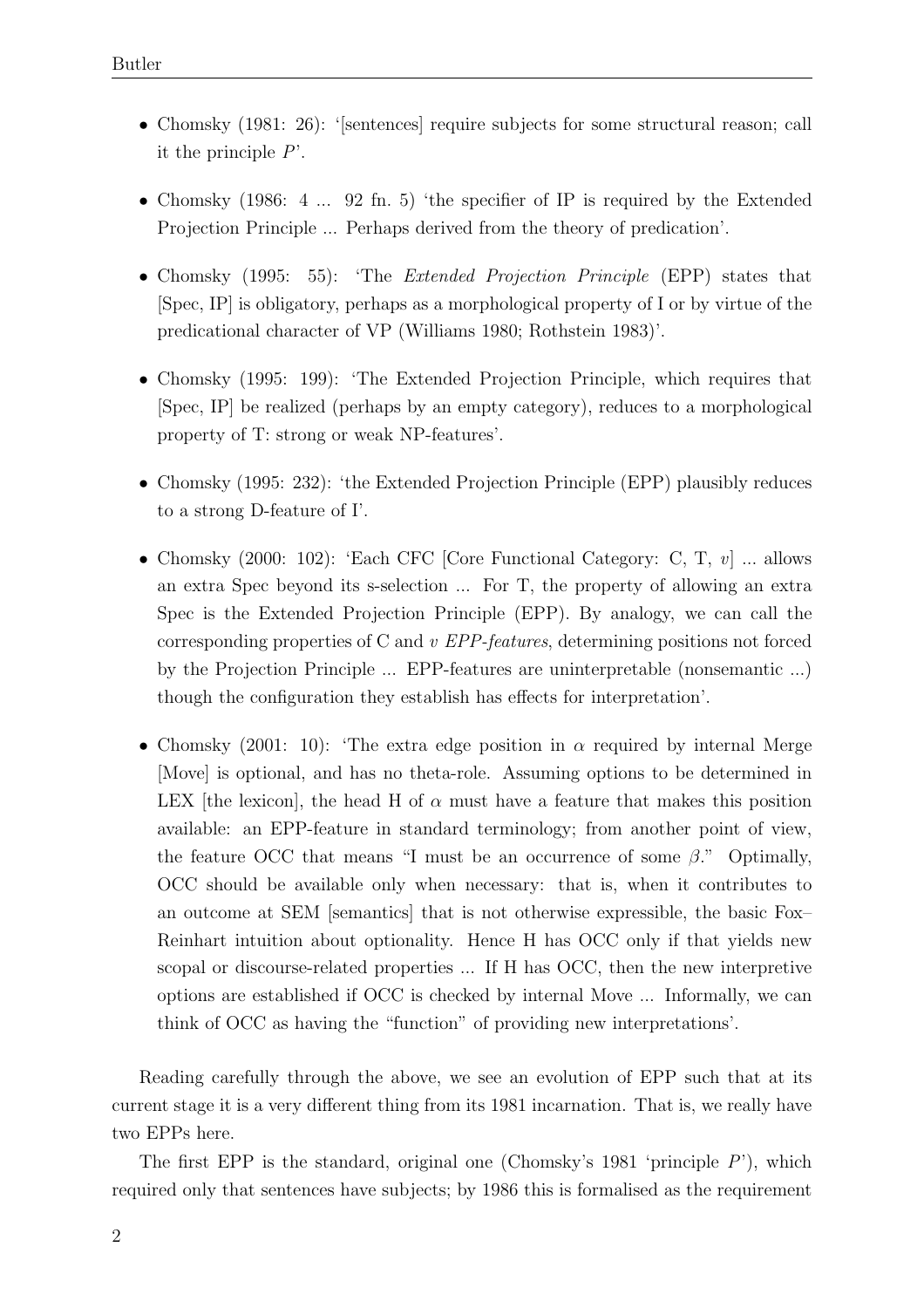- Chomsky (1981: 26): '[sentences] require subjects for some structural reason; call it the principle *P*'.
- Chomsky (1986: 4 ... 92 fn. 5) 'the specifier of IP is required by the Extended Projection Principle ... Perhaps derived from the theory of predication'.
- Chomsky (1995: 55): 'The *Extended Projection Principle* (EPP) states that [Spec, IP] is obligatory, perhaps as a morphological property of I or by virtue of the predicational character of VP (Williams 1980; Rothstein 1983)'.
- Chomsky (1995: 199): 'The Extended Projection Principle, which requires that [Spec, IP] be realized (perhaps by an empty category), reduces to a morphological property of T: strong or weak NP-features'.
- Chomsky (1995: 232): 'the Extended Projection Principle (EPP) plausibly reduces to a strong D-feature of I'.
- Chomsky (2000: 102): 'Each CFC [Core Functional Category: C, T, *v*] ... allows an extra Spec beyond its s-selection ... For T, the property of allowing an extra Spec is the Extended Projection Principle (EPP). By analogy, we can call the corresponding properties of C and *v* *EPP-features*, determining positions not forced by the Projection Principle ... EPP-features are uninterpretable (nonsemantic ...) though the configuration they establish has effects for interpretation'.
- Chomsky (2001: 10): 'The extra edge position in $\alpha$ required by internal Merge [Move] is optional, and has no theta-role. Assuming options to be determined in LEX [the lexicon], the head H of $\alpha$ must have a feature that makes this position available: an EPP-feature in standard terminology; from another point of view, the feature OCC that means "I must be an occurrence of some $\beta$." Optimally, OCC should be available only when necessary: that is, when it contributes to an outcome at SEM [semantics] that is not otherwise expressible, the basic Fox–Reinhart intuition about optionality. Hence H has OCC only if that yields new scopal or discourse-related properties ... If H has OCC, then the new interpretive options are established if OCC is checked by internal Move ... Informally, we can think of OCC as having the "function" of providing new interpretations'.

Reading carefully through the above, we see an evolution of EPP such that at its current stage it is a very different thing from its 1981 incarnation. That is, we really have two EPPs here.

The first EPP is the standard, original one (Chomsky's 1981 'principle *P*'), which required only that sentences have subjects; by 1986 this is formalised as the requirement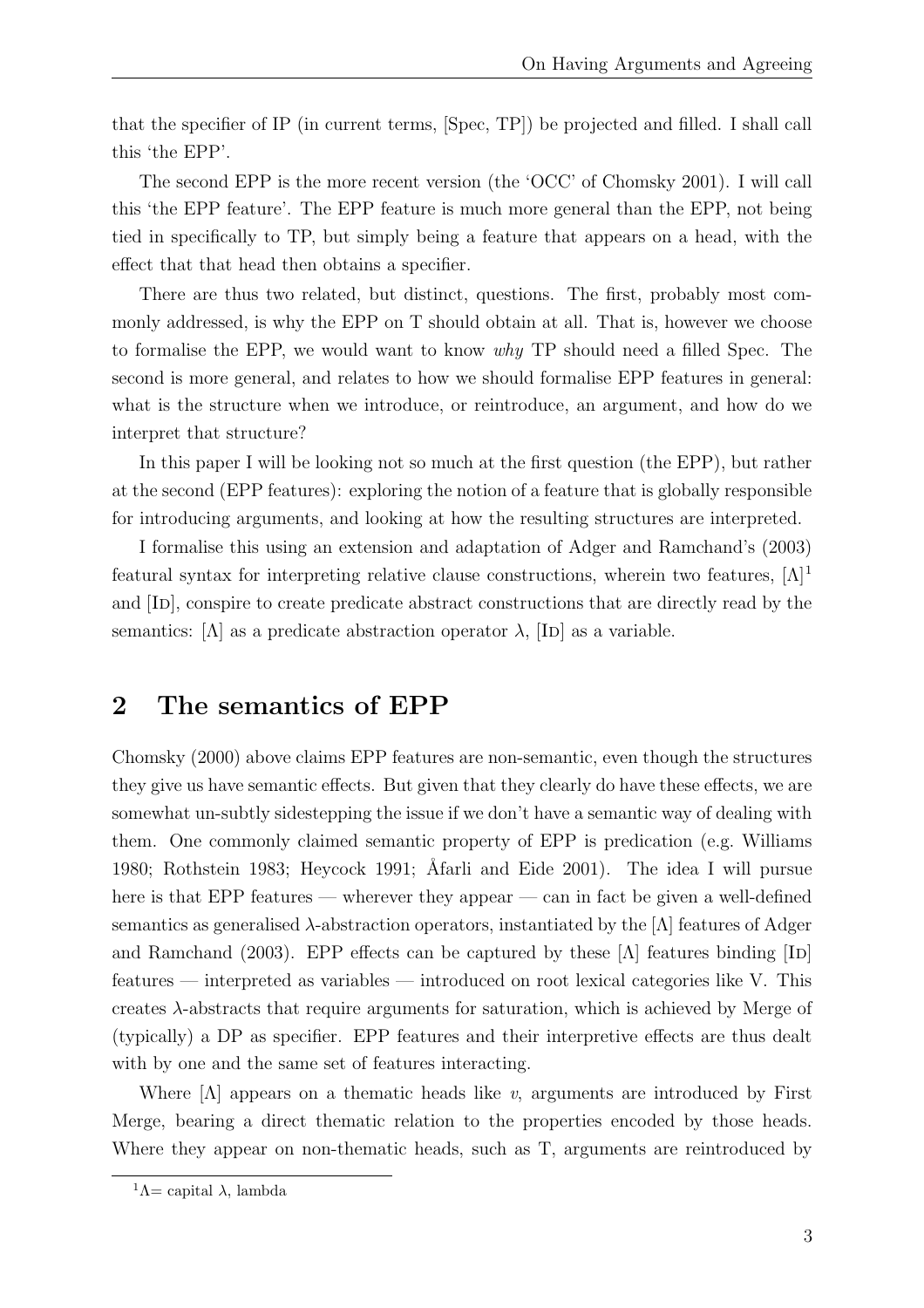that the specifier of IP (in current terms, [Spec, TP]) be projected and filled. I shall call this 'the EPP'.

The second EPP is the more recent version (the 'OCC' of Chomsky 2001). I will call this 'the EPP feature'. The EPP feature is much more general than the EPP, not being tied in specifically to TP, but simply being a feature that appears on a head, with the effect that that head then obtains a specifier.

There are thus two related, but distinct, questions. The first, probably most commonly addressed, is why the EPP on T should obtain at all. That is, however we choose to formalise the EPP, we would want to know *why* TP should need a filled Spec. The second is more general, and relates to how we should formalise EPP features in general: what is the structure when we introduce, or reintroduce, an argument, and how do we interpret that structure?

In this paper I will be looking not so much at the first question (the EPP), but rather at the second (EPP features): exploring the notion of a feature that is globally responsible for introducing arguments, and looking at how the resulting structures are interpreted.

I formalise this using an extension and adaptation of Adger and Ramchand's (2003) featural syntax for interpreting relative clause constructions, wherein two features, [Λ][1] and [ID], conspire to create predicate abstract constructions that are directly read by the semantics: [Λ] as a predicate abstraction operator $\lambda$, [ID] as a variable.

## 2 The semantics of EPP

Chomsky (2000) above claims EPP features are non-semantic, even though the structures they give us have semantic effects. But given that they clearly do have these effects, we are somewhat un-subtly sidestepping the issue if we don't have a semantic way of dealing with them. One commonly claimed semantic property of EPP is predication (e.g. Williams 1980; Rothstein 1983; Heycock 1991; Åfarli and Eide 2001). The idea I will pursue here is that EPP features — wherever they appear — can in fact be given a well-defined semantics as generalised $\lambda$-abstraction operators, instantiated by the [Λ] features of Adger and Ramchand (2003). EPP effects can be captured by these [Λ] features binding [ID] features — interpreted as variables — introduced on root lexical categories like V. This creates $\lambda$-abstracts that require arguments for saturation, which is achieved by Merge of (typically) a DP as specifier. EPP features and their interpretive effects are thus dealt with by one and the same set of features interacting.

Where [Λ] appears on a thematic heads like *v*, arguments are introduced by First Merge, bearing a direct thematic relation to the properties encoded by those heads. Where they appear on non-thematic heads, such as T, arguments are reintroduced by

[1] Λ= capital $\lambda$, lambda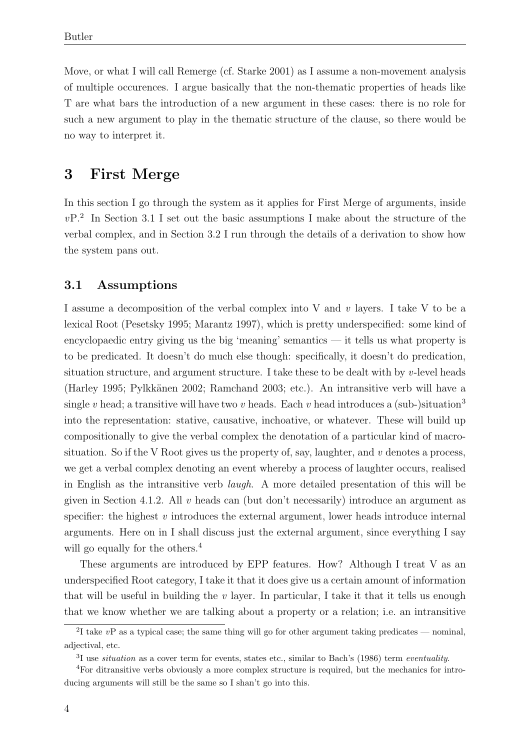Move, or what I will call Remerge (cf. Starke 2001) as I assume a non-movement analysis of multiple occurences. I argue basically that the non-thematic properties of heads like T are what bars the introduction of a new argument in these cases: there is no role for such a new argument to play in the thematic structure of the clause, so there would be no way to interpret it.

# 3 First Merge

In this section I go through the system as it applies for First Merge of arguments, inside *v*P.[2] In Section 3.1 I set out the basic assumptions I make about the structure of the verbal complex, and in Section 3.2 I run through the details of a derivation to show how the system pans out.

## 3.1 Assumptions

I assume a decomposition of the verbal complex into V and *v* layers. I take V to be a lexical Root (Pesetsky 1995; Marantz 1997), which is pretty underspecified: some kind of encyclopaedic entry giving us the big 'meaning' semantics — it tells us what property is to be predicated. It doesn't do much else though: specifically, it doesn't do predication, situation structure, and argument structure. I take these to be dealt with by *v*-level heads (Harley 1995; Pylkkänen 2002; Ramchand 2003; etc.). An intransitive verb will have a single *v* head; a transitive will have two *v* heads. Each *v* head introduces a (sub-)situation[3] into the representation: stative, causative, inchoative, or whatever. These will build up compositionally to give the verbal complex the denotation of a particular kind of macro-situation. So if the V Root gives us the property of, say, laughter, and *v* denotes a process, we get a verbal complex denoting an event whereby a process of laughter occurs, realised in English as the intransitive verb *laugh*. A more detailed presentation of this will be given in Section 4.1.2. All *v* heads can (but don't necessarily) introduce an argument as specifier: the highest *v* introduces the external argument, lower heads introduce internal arguments. Here on in I shall discuss just the external argument, since everything I say will go equally for the others.[4]

These arguments are introduced by EPP features. How? Although I treat V as an underspecified Root category, I take it that it does give us a certain amount of information that will be useful in building the *v* layer. In particular, I take it that it tells us enough that we know whether we are talking about a property or a relation; i.e. an intransitive

---

[2] I take *v*P as a typical case; the same thing will go for other argument taking predicates — nominal, adjectival, etc.

[3] I use *situation* as a cover term for events, states etc., similar to Bach's (1986) term *eventuality*.

[4] For ditransitive verbs obviously a more complex structure is required, but the mechanics for introducing arguments will still be the same so I shan't go into this.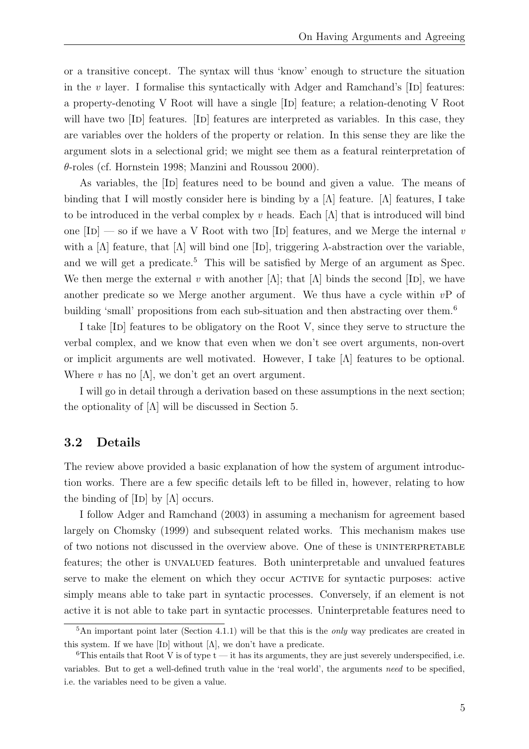or a transitive concept. The syntax will thus 'know' enough to structure the situation in the $v$ layer. I formalise this syntactically with Adger and Ramchand's [ID] features: a property-denoting V Root will have a single [ID] feature; a relation-denoting V Root will have two [ID] features. [ID] features are interpreted as variables. In this case, they are variables over the holders of the property or relation. In this sense they are like the argument slots in a selectional grid; we might see them as a featural reinterpretation of $\theta$-roles (cf. Hornstein 1998; Manzini and Roussou 2000).

As variables, the [ID] features need to be bound and given a value. The means of binding that I will mostly consider here is binding by a [$\Lambda$] feature. [$\Lambda$] features, I take to be introduced in the verbal complex by $v$ heads. Each [$\Lambda$] that is introduced will bind one [ID] — so if we have a V Root with two [ID] features, and we Merge the internal $v$ with a [$\Lambda$] feature, that [$\Lambda$] will bind one [ID], triggering $\lambda$-abstraction over the variable, and we will get a predicate.[5] This will be satisfied by Merge of an argument as Spec. We then merge the external $v$ with another [$\Lambda$]; that [$\Lambda$] binds the second [ID], we have another predicate so we Merge another argument. We thus have a cycle within $v$P of building 'small' propositions from each sub-situation and then abstracting over them.[6]

I take [ID] features to be obligatory on the Root V, since they serve to structure the verbal complex, and we know that even when we don't see overt arguments, non-overt or implicit arguments are well motivated. However, I take [$\Lambda$] features to be optional. Where $v$ has no [$\Lambda$], we don't get an overt argument.

I will go in detail through a derivation based on these assumptions in the next section; the optionality of [$\Lambda$] will be discussed in Section 5.

## 3.2 Details

The review above provided a basic explanation of how the system of argument introduction works. There are a few specific details left to be filled in, however, relating to how the binding of [ID] by [$\Lambda$] occurs.

I follow Adger and Ramchand (2003) in assuming a mechanism for agreement based largely on Chomsky (1999) and subsequent related works. This mechanism makes use of two notions not discussed in the overview above. One of these is UNINTERPRETABLE features; the other is UNVALUED features. Both uninterpretable and unvalued features serve to make the element on which they occur ACTIVE for syntactic purposes: active simply means able to take part in syntactic processes. Conversely, if an element is not active it is not able to take part in syntactic processes. Uninterpretable features need to

[5] An important point later (Section 4.1.1) will be that this is the *only* way predicates are created in this system. If we have [ID] without [$\Lambda$], we don't have a predicate.

[6] This entails that Root V is of type t — it has its arguments, they are just severely underspecified, i.e. variables. But to get a well-defined truth value in the 'real world', the arguments *need* to be specified, i.e. the variables need to be given a value.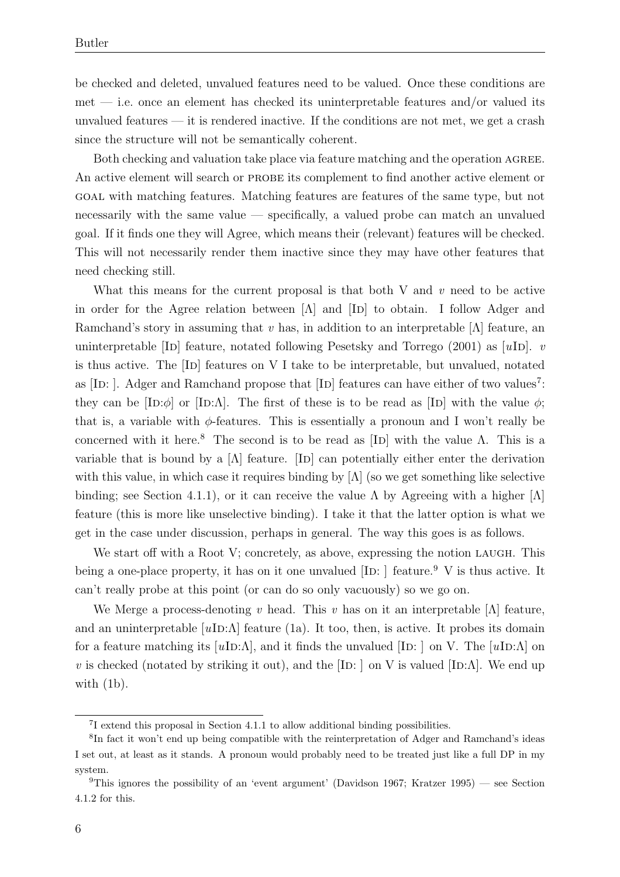be checked and deleted, unvalued features need to be valued. Once these conditions are met — i.e. once an element has checked its uninterpretable features and/or valued its unvalued features — it is rendered inactive. If the conditions are not met, we get a crash since the structure will not be semantically coherent.

Both checking and valuation take place via feature matching and the operation AGREE. An active element will search or PROBE its complement to find another active element or GOAL with matching features. Matching features are features of the same type, but not necessarily with the same value — specifically, a valued probe can match an unvalued goal. If it finds one they will Agree, which means their (relevant) features will be checked. This will not necessarily render them inactive since they may have other features that need checking still.

What this means for the current proposal is that both V and $v$ need to be active in order for the Agree relation between [$\Lambda$] and [ID] to obtain. I follow Adger and Ramchand's story in assuming that $v$ has, in addition to an interpretable [$\Lambda$] feature, an uninterpretable [ID] feature, notated following Pesetsky and Torrego (2001) as [$u$ID]. $v$ is thus active. The [ID] features on V I take to be interpretable, but unvalued, notated as [ID: ]. Adger and Ramchand propose that [ID] features can have either of two values[7]: they can be [ID:$\phi$] or [ID:$\Lambda$]. The first of these is to be read as [ID] with the value $\phi$; that is, a variable with $\phi$-features. This is essentially a pronoun and I won't really be concerned with it here.[8] The second is to be read as [ID] with the value $\Lambda$. This is a variable that is bound by a [$\Lambda$] feature. [ID] can potentially either enter the derivation with this value, in which case it requires binding by [$\Lambda$] (so we get something like selective binding; see Section 4.1.1), or it can receive the value $\Lambda$ by Agreeing with a higher [$\Lambda$] feature (this is more like unselective binding). I take it that the latter option is what we get in the case under discussion, perhaps in general. The way this goes is as follows.

We start off with a Root V; concretely, as above, expressing the notion LAUGH. This being a one-place property, it has on it one unvalued [ID: ] feature.[9] V is thus active. It can't really probe at this point (or can do so only vacuously) so we go on.

We Merge a process-denoting $v$ head. This $v$ has on it an interpretable [$\Lambda$] feature, and an uninterpretable [$u$ID:$\Lambda$] feature (1a). It too, then, is active. It probes its domain for a feature matching its [$u$ID:$\Lambda$], and it finds the unvalued [ID: ] on V. The [$u$ID:$\Lambda$] on $v$ is checked (notated by striking it out), and the [ID: ] on V is valued [ID:$\Lambda$]. We end up with (1b).

---

[7] I extend this proposal in Section 4.1.1 to allow additional binding possibilities.

[8] In fact it won't end up being compatible with the reinterpretation of Adger and Ramchand's ideas I set out, at least as it stands. A pronoun would probably need to be treated just like a full DP in my system.

[9] This ignores the possibility of an 'event argument' (Davidson 1967; Kratzer 1995) — see Section 4.1.2 for this.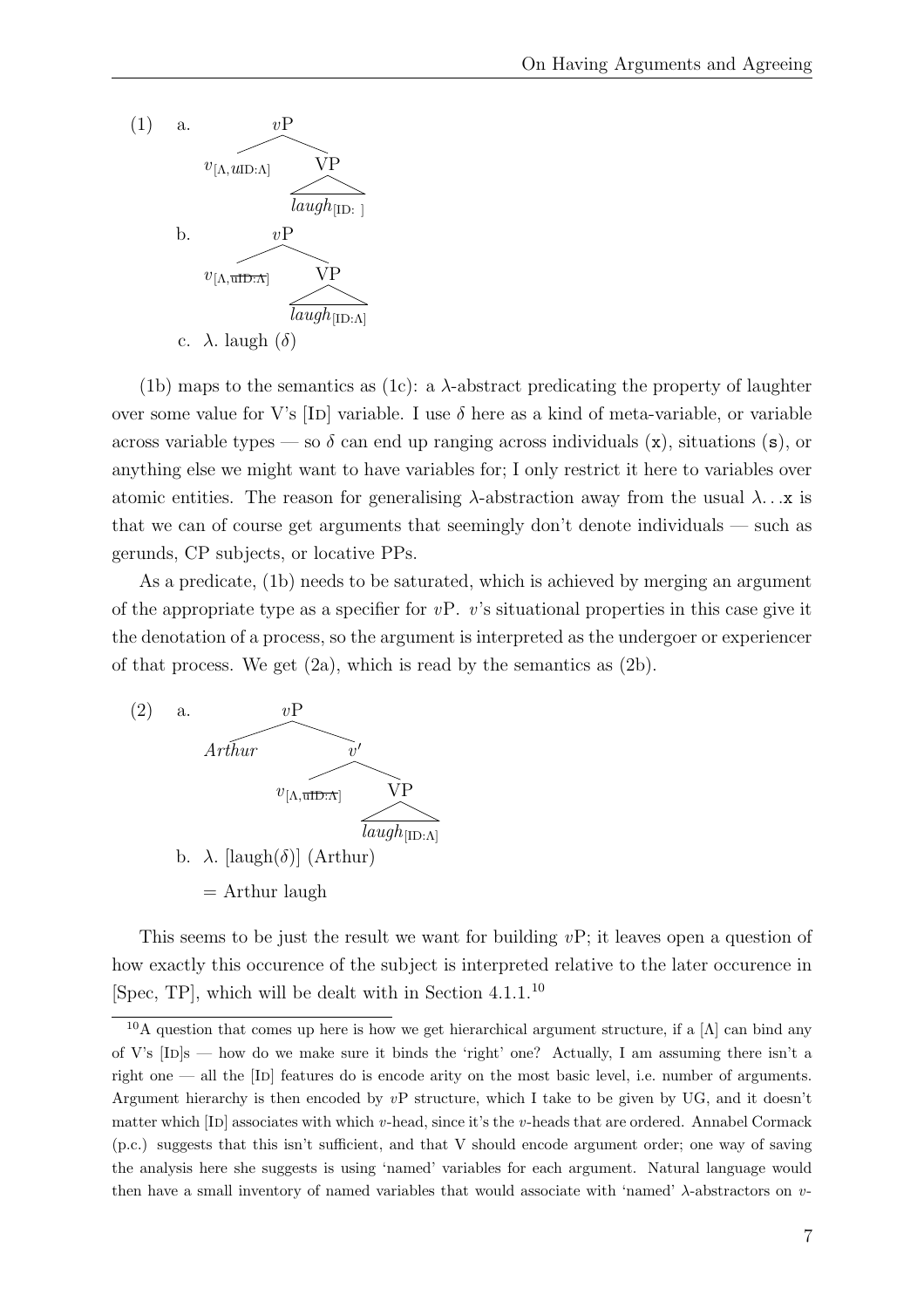(1) a. [$_{vP}$ $v_{[\Lambda, u\text{ID}:\Lambda]}$ [$_{\text{VP}}$ $laugh_{[\text{ID}:\ ]}$ ]]

b. [$_{vP}$ $v_{[\Lambda, \cancel{u\text{ID}:\Lambda}]}$ [$_{\text{VP}}$ $laugh_{[\text{ID}:\Lambda]}$ ]]

c. $\lambda$. laugh ($\delta$)

(1b) maps to the semantics as (1c): a $\lambda$-abstract predicating the property of laughter over some value for V's [ID] variable. I use $\delta$ here as a kind of meta-variable, or variable across variable types — so $\delta$ can end up ranging across individuals (x), situations (s), or anything else we might want to have variables for; I only restrict it here to variables over atomic entities. The reason for generalising $\lambda$-abstraction away from the usual $\lambda\ldots$x is that we can of course get arguments that seemingly don't denote individuals — such as gerunds, CP subjects, or locative PPs.

As a predicate, (1b) needs to be saturated, which is achieved by merging an argument of the appropriate type as a specifier for $v$P. $v$'s situational properties in this case give it the denotation of a process, so the argument is interpreted as the undergoer or experiencer of that process. We get (2a), which is read by the semantics as (2b).

(2) a. [$_{vP}$ *Arthur* [$_{v'}$ $v_{[\Lambda, \cancel{u\text{ID}:\Lambda}]}$ [$_{\text{VP}}$ $laugh_{[\text{ID}:\Lambda]}$ ]]]

b. $\lambda$. [laugh($\delta$)] (Arthur)

= Arthur laugh

This seems to be just the result we want for building $v$P; it leaves open a question of how exactly this occurence of the subject is interpreted relative to the later occurence in [Spec, TP], which will be dealt with in Section 4.1.1.[10]

[10] A question that comes up here is how we get hierarchical argument structure, if a [$\Lambda$] can bind any of V's [ID]s — how do we make sure it binds the 'right' one? Actually, I am assuming there isn't a right one — all the [ID] features do is encode arity on the most basic level, i.e. number of arguments. Argument hierarchy is then encoded by $v$P structure, which I take to be given by UG, and it doesn't matter which [ID] associates with which $v$-head, since it's the $v$-heads that are ordered. Annabel Cormack (p.c.) suggests that this isn't sufficient, and that V should encode argument order; one way of saving the analysis here she suggests is using 'named' variables for each argument. Natural language would then have a small inventory of named variables that would associate with 'named' $\lambda$-abstractors on $v$-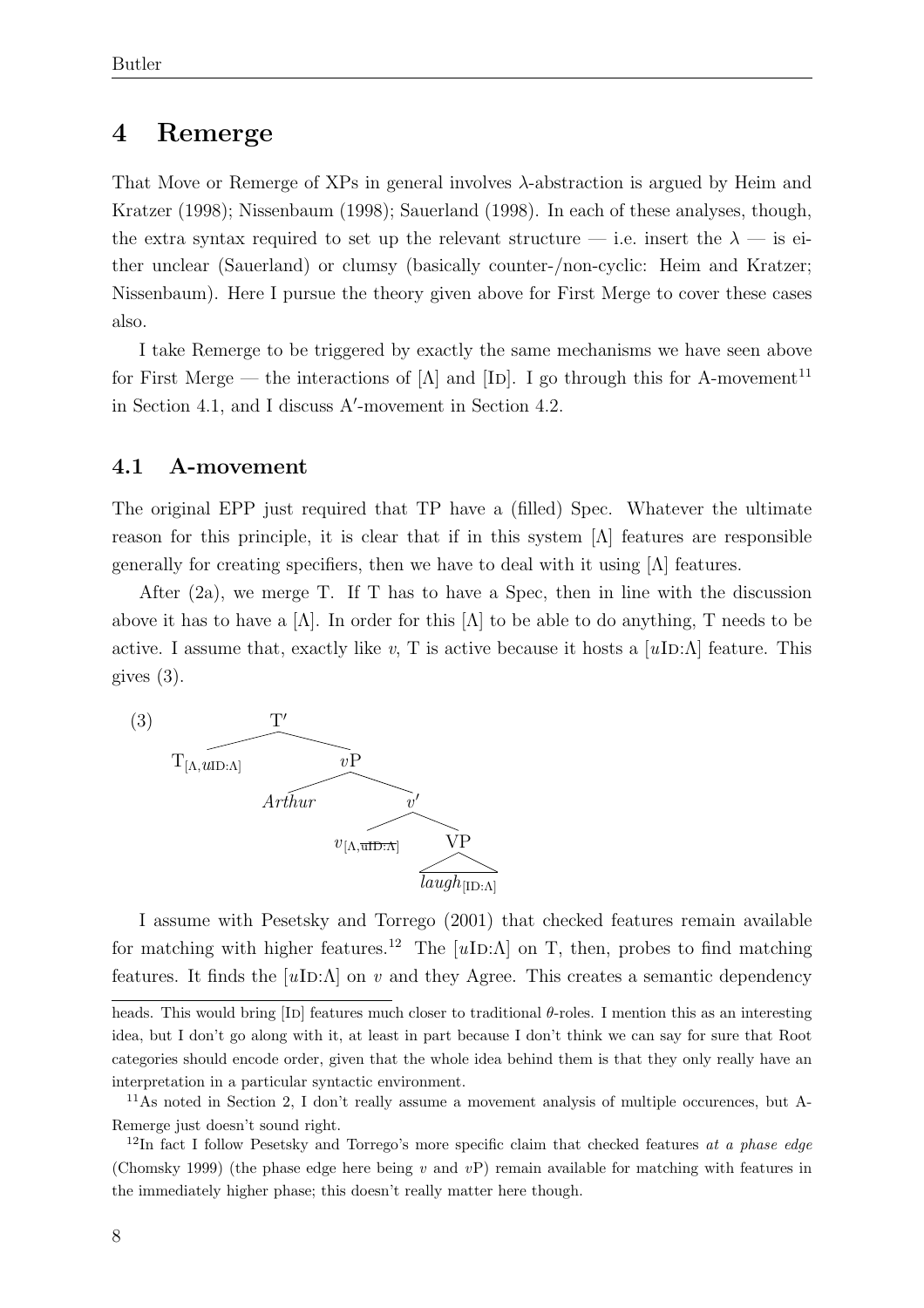## 4 Remerge

That Move or Remerge of XPs in general involves $\lambda$-abstraction is argued by Heim and Kratzer (1998); Nissenbaum (1998); Sauerland (1998). In each of these analyses, though, the extra syntax required to set up the relevant structure — i.e. insert the $\lambda$ — is either unclear (Sauerland) or clumsy (basically counter-/non-cyclic: Heim and Kratzer; Nissenbaum). Here I pursue the theory given above for First Merge to cover these cases also.

I take Remerge to be triggered by exactly the same mechanisms we have seen above for First Merge — the interactions of [Λ] and [ID]. I go through this for A-movement[11] in Section 4.1, and I discuss A′-movement in Section 4.2.

### 4.1 A-movement

The original EPP just required that TP have a (filled) Spec. Whatever the ultimate reason for this principle, it is clear that if in this system [Λ] features are responsible generally for creating specifiers, then we have to deal with it using [Λ] features.

After (2a), we merge T. If T has to have a Spec, then in line with the discussion above it has to have a [Λ]. In order for this [Λ] to be able to do anything, T needs to be active. I assume that, exactly like *v*, T is active because it hosts a [*u*ID:Λ] feature. This gives (3).

(3)
```
T′
├── T[Λ,uID:Λ]
└── vP
    ├── Arthur
    └── v′
        ├── v[Λ,~~uID:Λ~~]
        └── VP
            └── laugh[ID:Λ]
```

I assume with Pesetsky and Torrego (2001) that checked features remain available for matching with higher features.[12] The [*u*ID:Λ] on T, then, probes to find matching features. It finds the [*u*ID:Λ] on *v* and they Agree. This creates a semantic dependency

heads. This would bring [ID] features much closer to traditional $\theta$-roles. I mention this as an interesting idea, but I don't go along with it, at least in part because I don't think we can say for sure that Root categories should encode order, given that the whole idea behind them is that they only really have an interpretation in a particular syntactic environment.

[11] As noted in Section 2, I don't really assume a movement analysis of multiple occurences, but A-Remerge just doesn't sound right.

[12] In fact I follow Pesetsky and Torrego's more specific claim that checked features *at a phase edge* (Chomsky 1999) (the phase edge here being *v* and *v*P) remain available for matching with features in the immediately higher phase; this doesn't really matter here though.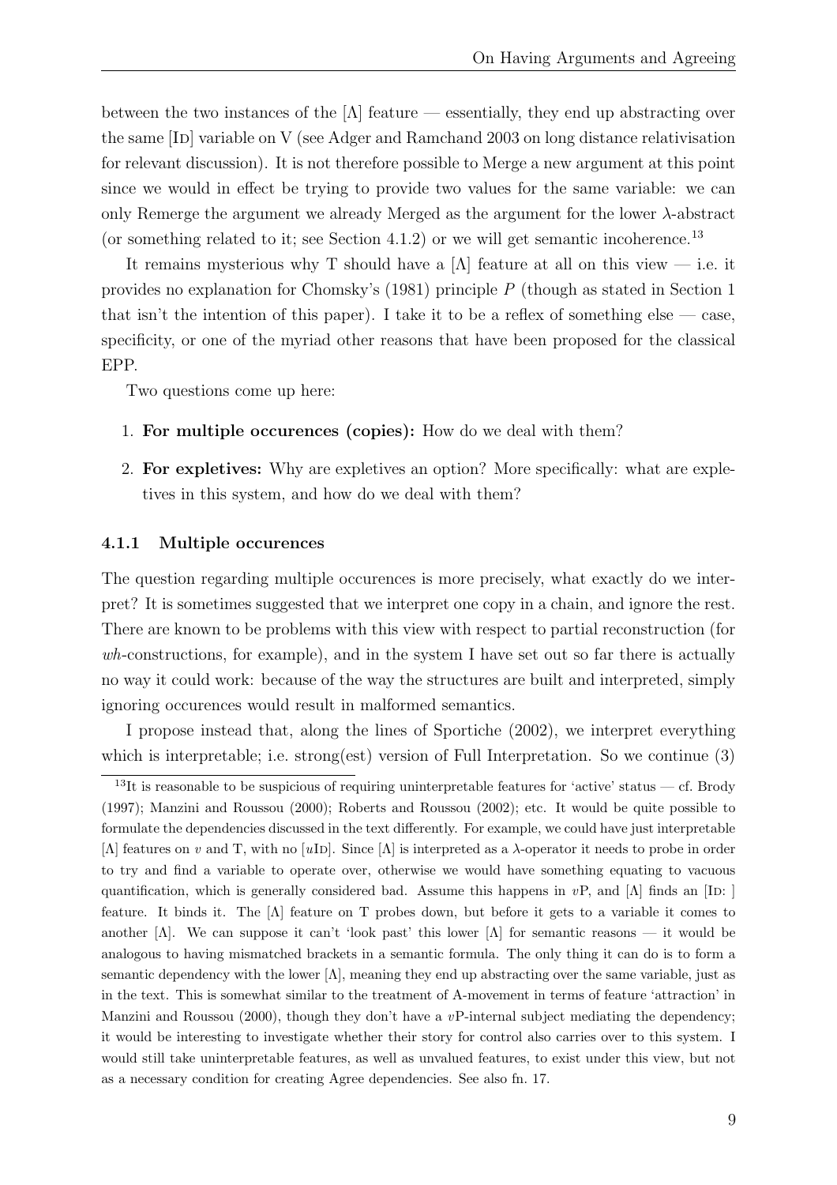between the two instances of the [Λ] feature — essentially, they end up abstracting over the same [Id] variable on V (see Adger and Ramchand 2003 on long distance relativisation for relevant discussion). It is not therefore possible to Merge a new argument at this point since we would in effect be trying to provide two values for the same variable: we can only Remerge the argument we already Merged as the argument for the lower $\lambda$-abstract (or something related to it; see Section 4.1.2) or we will get semantic incoherence.[13]

It remains mysterious why T should have a [Λ] feature at all on this view — i.e. it provides no explanation for Chomsky's (1981) principle *P* (though as stated in Section 1 that isn't the intention of this paper). I take it to be a reflex of something else — case, specificity, or one of the myriad other reasons that have been proposed for the classical EPP.

Two questions come up here:

1. **For multiple occurences (copies):** How do we deal with them?
2. **For expletives:** Why are expletives an option? More specifically: what are expletives in this system, and how do we deal with them?

#### 4.1.1 Multiple occurences

The question regarding multiple occurences is more precisely, what exactly do we interpret? It is sometimes suggested that we interpret one copy in a chain, and ignore the rest. There are known to be problems with this view with respect to partial reconstruction (for *wh*-constructions, for example), and in the system I have set out so far there is actually no way it could work: because of the way the structures are built and interpreted, simply ignoring occurences would result in malformed semantics.

I propose instead that, along the lines of Sportiche (2002), we interpret everything which is interpretable; i.e. strong(est) version of Full Interpretation. So we continue (3)

---

[13] It is reasonable to be suspicious of requiring uninterpretable features for 'active' status — cf. Brody (1997); Manzini and Roussou (2000); Roberts and Roussou (2002); etc. It would be quite possible to formulate the dependencies discussed in the text differently. For example, we could have just interpretable [Λ] features on *v* and T, with no [*u*Id]. Since [Λ] is interpreted as a $\lambda$-operator it needs to probe in order to try and find a variable to operate over, otherwise we would have something equating to vacuous quantification, which is generally considered bad. Assume this happens in *v*P, and [Λ] finds an [Id: ] feature. It binds it. The [Λ] feature on T probes down, but before it gets to a variable it comes to another [Λ]. We can suppose it can't 'look past' this lower [Λ] for semantic reasons — it would be analogous to having mismatched brackets in a semantic formula. The only thing it can do is to form a semantic dependency with the lower [Λ], meaning they end up abstracting over the same variable, just as in the text. This is somewhat similar to the treatment of A-movement in terms of feature 'attraction' in Manzini and Roussou (2000), though they don't have a *v*P-internal subject mediating the dependency; it would be interesting to investigate whether their story for control also carries over to this system. I would still take uninterpretable features, as well as unvalued features, to exist under this view, but not as a necessary condition for creating Agree dependencies. See also fn. 17.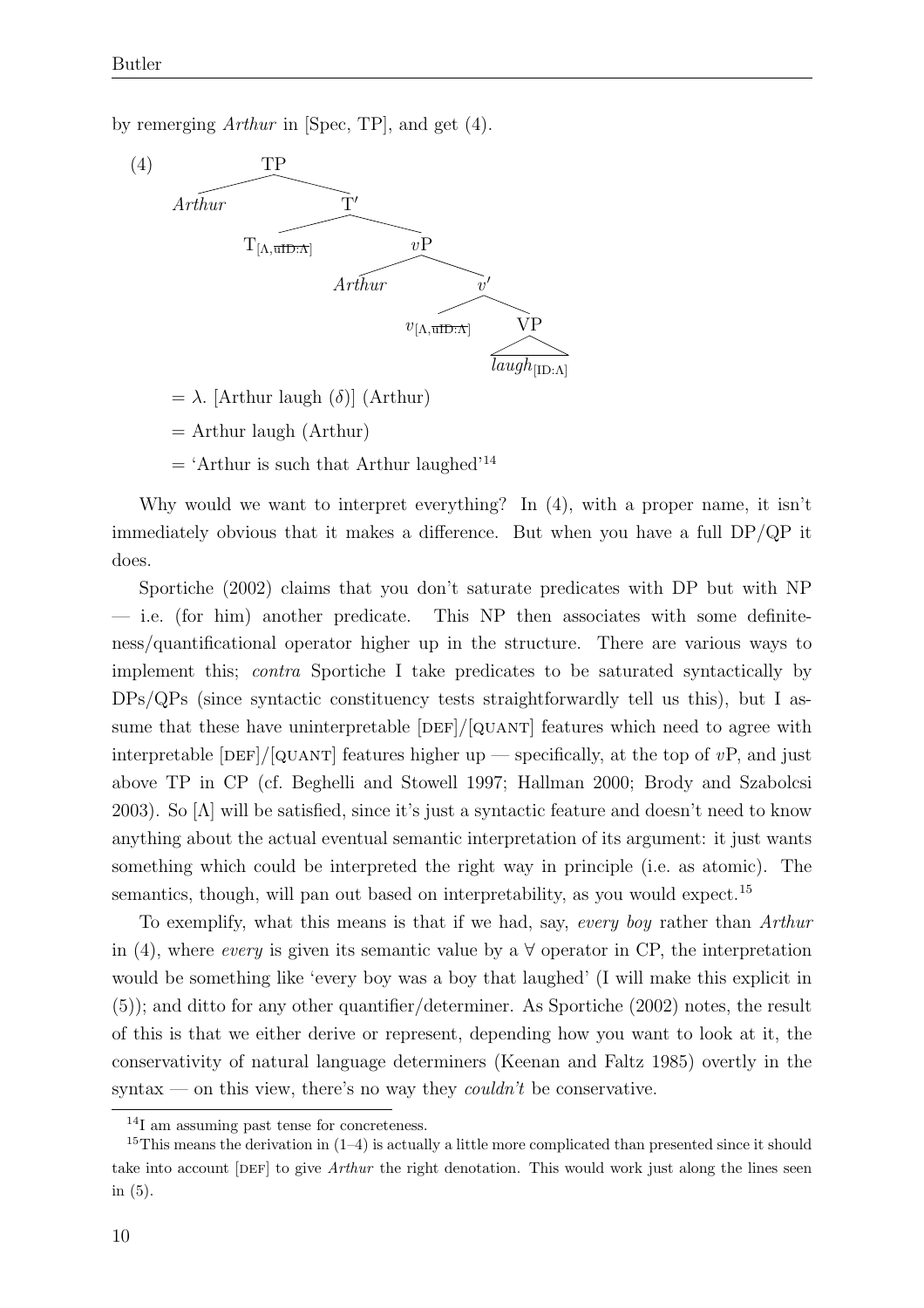by remerging *Arthur* in [Spec, TP], and get (4).

(4) [TP *Arthur* [T′ $T_{[\Lambda,\text{~~uID:}\Lambda\text{~~}]}$ [$v$P *Arthur* [$v'$ $v_{[\Lambda,\text{~~uID:}\Lambda\text{~~}]}$ [VP $laugh_{[\text{ID:}\Lambda]}$ ]]]]]

= λ. [Arthur laugh (δ)] (Arthur)

= Arthur laugh (Arthur)

= 'Arthur is such that Arthur laughed'[14]

Why would we want to interpret everything? In (4), with a proper name, it isn't immediately obvious that it makes a difference. But when you have a full DP/QP it does.

Sportiche (2002) claims that you don't saturate predicates with DP but with NP — i.e. (for him) another predicate. This NP then associates with some definiteness/quantificational operator higher up in the structure. There are various ways to implement this; *contra* Sportiche I take predicates to be saturated syntactically by DPs/QPs (since syntactic constituency tests straightforwardly tell us this), but I assume that these have uninterpretable [DEF]/[QUANT] features which need to agree with interpretable [DEF]/[QUANT] features higher up — specifically, at the top of $v$P, and just above TP in CP (cf. Beghelli and Stowell 1997; Hallman 2000; Brody and Szabolcsi 2003). So [Λ] will be satisfied, since it's just a syntactic feature and doesn't need to know anything about the actual eventual semantic interpretation of its argument: it just wants something which could be interpreted the right way in principle (i.e. as atomic). The semantics, though, will pan out based on interpretability, as you would expect.[15]

To exemplify, what this means is that if we had, say, *every boy* rather than *Arthur* in (4), where *every* is given its semantic value by a ∀ operator in CP, the interpretation would be something like 'every boy was a boy that laughed' (I will make this explicit in (5)); and ditto for any other quantifier/determiner. As Sportiche (2002) notes, the result of this is that we either derive or represent, depending how you want to look at it, the conservativity of natural language determiners (Keenan and Faltz 1985) overtly in the syntax — on this view, there's no way they *couldn't* be conservative.

[14] I am assuming past tense for concreteness.

[15] This means the derivation in (1–4) is actually a little more complicated than presented since it should take into account [DEF] to give *Arthur* the right denotation. This would work just along the lines seen in (5).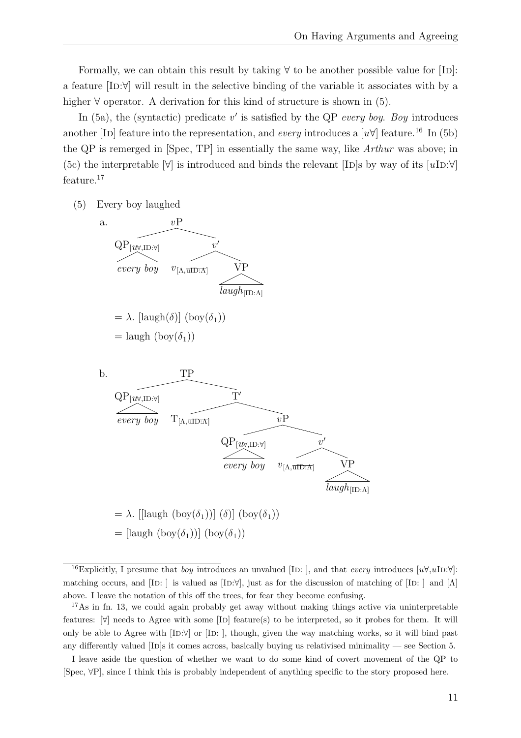Formally, we can obtain this result by taking ∀ to be another possible value for [Id]: a feature [Id:∀] will result in the selective binding of the variable it associates with by a higher ∀ operator. A derivation for this kind of structure is shown in (5).

In (5a), the (syntactic) predicate $v'$ is satisfied by the QP *every boy*. *Boy* introduces another [Id] feature into the representation, and *every* introduces a [$u$∀] feature.[16] In (5b) the QP is remerged in [Spec, TP] in essentially the same way, like *Arthur* was above; in (5c) the interpretable [∀] is introduced and binds the relevant [Id]s by way of its [$u$Id:∀] feature.[17]

(5) Every boy laughed

a. [$_{vP}$ QP$_{[u\forall,\text{ID}:\forall]}$ *every boy* [$_{v'}$ $v_{[\Lambda,\text{\sout{uID:Λ}}]}$ [$_{\text{VP}}$ *laugh*$_{[\text{ID}:\Lambda]}$ ]]]

$= \lambda.\ [\text{laugh}(\delta)]\ (\text{boy}(\delta_1))$

$= \text{laugh}\ (\text{boy}(\delta_1))$

b. [$_{\text{TP}}$ QP$_{[u\forall,\text{ID}:\forall]}$ *every boy* [$_{\text{T}'}$ T$_{[\Lambda,\text{\sout{uID:Λ}}]}$ [$_{vP}$ QP$_{[u\forall,\text{ID}:\forall]}$ *every boy* [$_{v'}$ $v_{[\Lambda,\text{\sout{uID:Λ}}]}$ [$_{\text{VP}}$ *laugh*$_{[\text{ID}:\Lambda]}$ ]]]]]

$= \lambda.\ [[\text{laugh}\ (\text{boy}(\delta_1))]\ (\delta)]\ (\text{boy}(\delta_1))$

$= [\text{laugh}\ (\text{boy}(\delta_1))]\ (\text{boy}(\delta_1))$

---

[16] Explicitly, I presume that *boy* introduces an unvalued [Id: ], and that *every* introduces [$u$∀,$u$Id:∀]: matching occurs, and [Id: ] is valued as [Id:∀], just as for the discussion of matching of [Id: ] and [Λ] above. I leave the notation of this off the trees, for fear they become confusing.

[17] As in fn. 13, we could again probably get away without making things active via uninterpretable features: [∀] needs to Agree with some [Id] feature(s) to be interpreted, so it probes for them. It will only be able to Agree with [Id:∀] or [Id: ], though, given the way matching works, so it will bind past any differently valued [Id]s it comes across, basically buying us relativised minimality — see Section 5.

I leave aside the question of whether we want to do some kind of covert movement of the QP to [Spec, ∀P], since I think this is probably independent of anything specific to the story proposed here.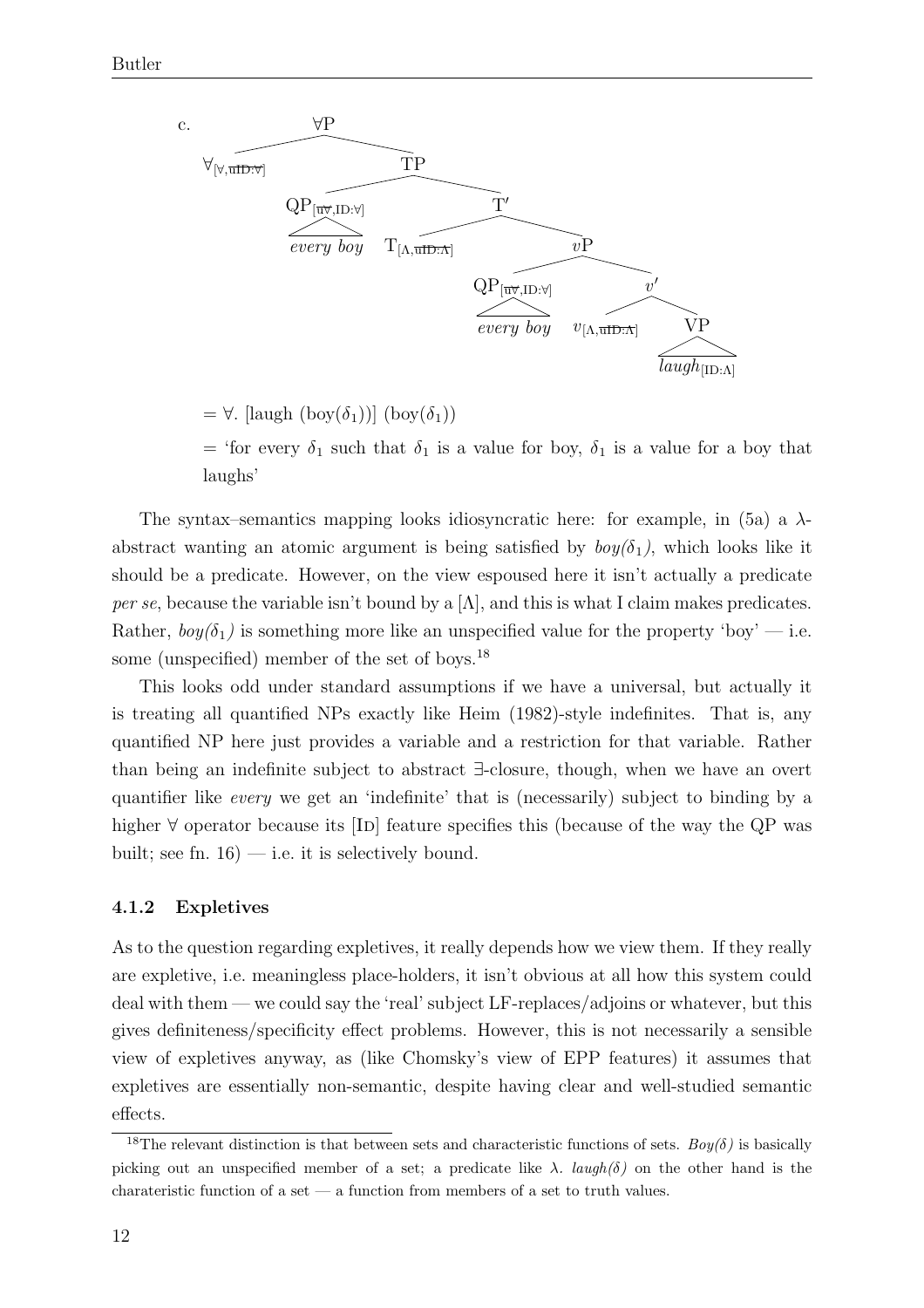c. [Tree diagram:]

```
∀P
├── ∀[∀, u̶I̶D̶:̶∀̶]
└── TP
    ├── QP[u̶∀̶, ID:∀]
    │     every boy
    └── T′
        ├── T[Λ, u̶I̶D̶:̶Λ̶]
        └── vP
            ├── QP[u̶∀̶, ID:∀]
            │     every boy
            └── v′
                ├── v[Λ, u̶I̶D̶:̶Λ̶]
                └── VP
                      laugh[ID:Λ]
```

= ∀. [laugh (boy($\delta_1$))] (boy($\delta_1$))

= 'for every $\delta_1$ such that $\delta_1$ is a value for boy, $\delta_1$ is a value for a boy that laughs'

The syntax–semantics mapping looks idiosyncratic here: for example, in (5a) a $\lambda$-abstract wanting an atomic argument is being satisfied by *boy($\delta_1$)*, which looks like it should be a predicate. However, on the view espoused here it isn't actually a predicate *per se*, because the variable isn't bound by a [Λ], and this is what I claim makes predicates. Rather, *boy($\delta_1$)* is something more like an unspecified value for the property 'boy' — i.e. some (unspecified) member of the set of boys.[18]

This looks odd under standard assumptions if we have a universal, but actually it is treating all quantified NPs exactly like Heim (1982)-style indefinites. That is, any quantified NP here just provides a variable and a restriction for that variable. Rather than being an indefinite subject to abstract ∃-closure, though, when we have an overt quantifier like *every* we get an 'indefinite' that is (necessarily) subject to binding by a higher ∀ operator because its [ID] feature specifies this (because of the way the QP was built; see fn. 16) — i.e. it is selectively bound.

### 4.1.2 Expletives

As to the question regarding expletives, it really depends how we view them. If they really are expletive, i.e. meaningless place-holders, it isn't obvious at all how this system could deal with them — we could say the 'real' subject LF-replaces/adjoins or whatever, but this gives definiteness/specificity effect problems. However, this is not necessarily a sensible view of expletives anyway, as (like Chomsky's view of EPP features) it assumes that expletives are essentially non-semantic, despite having clear and well-studied semantic effects.

[18] The relevant distinction is that between sets and characteristic functions of sets. *Boy($\delta$)* is basically picking out an unspecified member of a set; a predicate like $\lambda$. *laugh($\delta$)* on the other hand is the charateristic function of a set — a function from members of a set to truth values.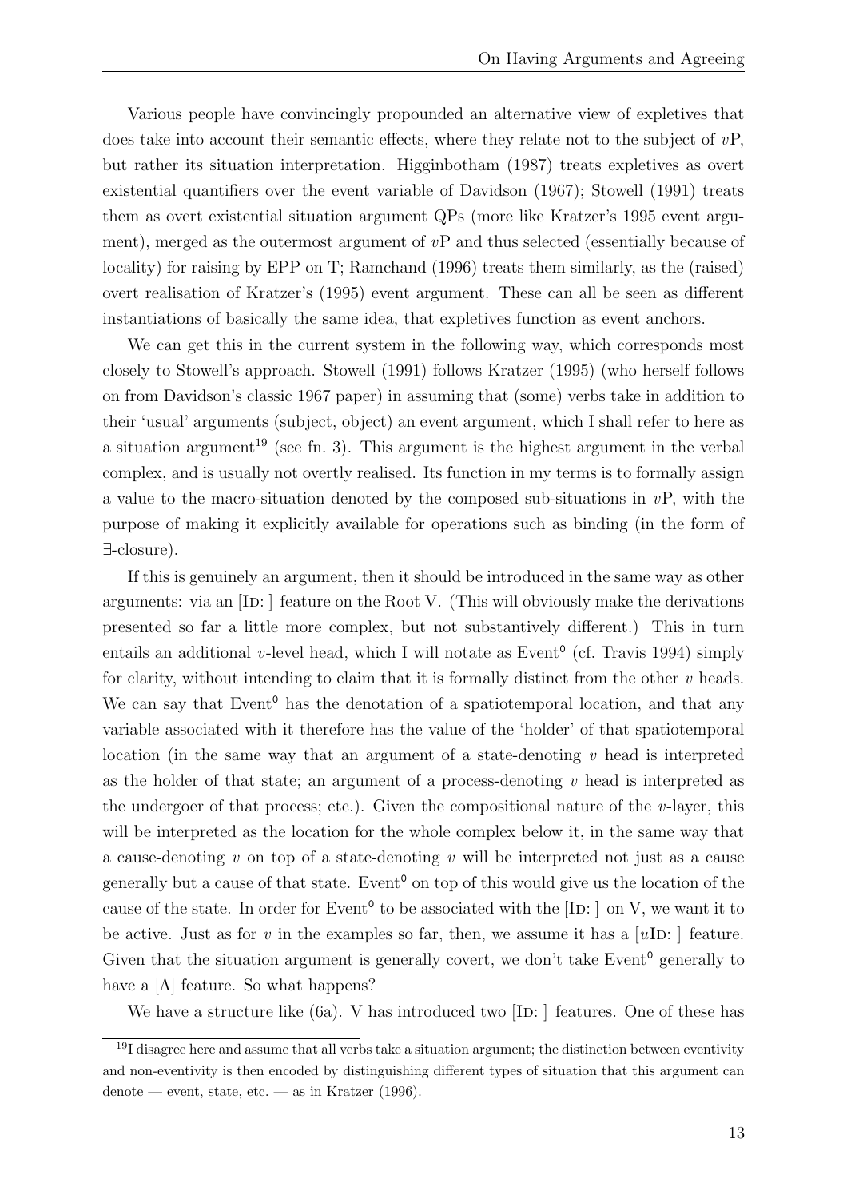Various people have convincingly propounded an alternative view of expletives that does take into account their semantic effects, where they relate not to the subject of *v*P, but rather its situation interpretation. Higginbotham (1987) treats expletives as overt existential quantifiers over the event variable of Davidson (1967); Stowell (1991) treats them as overt existential situation argument QPs (more like Kratzer's 1995 event argument), merged as the outermost argument of *v*P and thus selected (essentially because of locality) for raising by EPP on T; Ramchand (1996) treats them similarly, as the (raised) overt realisation of Kratzer's (1995) event argument. These can all be seen as different instantiations of basically the same idea, that expletives function as event anchors.

We can get this in the current system in the following way, which corresponds most closely to Stowell's approach. Stowell (1991) follows Kratzer (1995) (who herself follows on from Davidson's classic 1967 paper) in assuming that (some) verbs take in addition to their 'usual' arguments (subject, object) an event argument, which I shall refer to here as a situation argument[19] (see fn. 3). This argument is the highest argument in the verbal complex, and is usually not overtly realised. Its function in my terms is to formally assign a value to the macro-situation denoted by the composed sub-situations in *v*P, with the purpose of making it explicitly available for operations such as binding (in the form of ∃-closure).

If this is genuinely an argument, then it should be introduced in the same way as other arguments: via an [Id: ] feature on the Root V. (This will obviously make the derivations presented so far a little more complex, but not substantively different.) This in turn entails an additional *v*-level head, which I will notate as Event$^0$ (cf. Travis 1994) simply for clarity, without intending to claim that it is formally distinct from the other *v* heads. We can say that Event$^0$ has the denotation of a spatiotemporal location, and that any variable associated with it therefore has the value of the 'holder' of that spatiotemporal location (in the same way that an argument of a state-denoting *v* head is interpreted as the holder of that state; an argument of a process-denoting *v* head is interpreted as the undergoer of that process; etc.). Given the compositional nature of the *v*-layer, this will be interpreted as the location for the whole complex below it, in the same way that a cause-denoting *v* on top of a state-denoting *v* will be interpreted not just as a cause generally but a cause of that state. Event$^0$ on top of this would give us the location of the cause of the state. In order for Event$^0$ to be associated with the [Id: ] on V, we want it to be active. Just as for *v* in the examples so far, then, we assume it has a [*u*Id: ] feature. Given that the situation argument is generally covert, we don't take Event$^0$ generally to have a [Λ] feature. So what happens?

We have a structure like (6a). V has introduced two [Id: ] features. One of these has

[19] I disagree here and assume that all verbs take a situation argument; the distinction between eventivity and non-eventivity is then encoded by distinguishing different types of situation that this argument can denote — event, state, etc. — as in Kratzer (1996).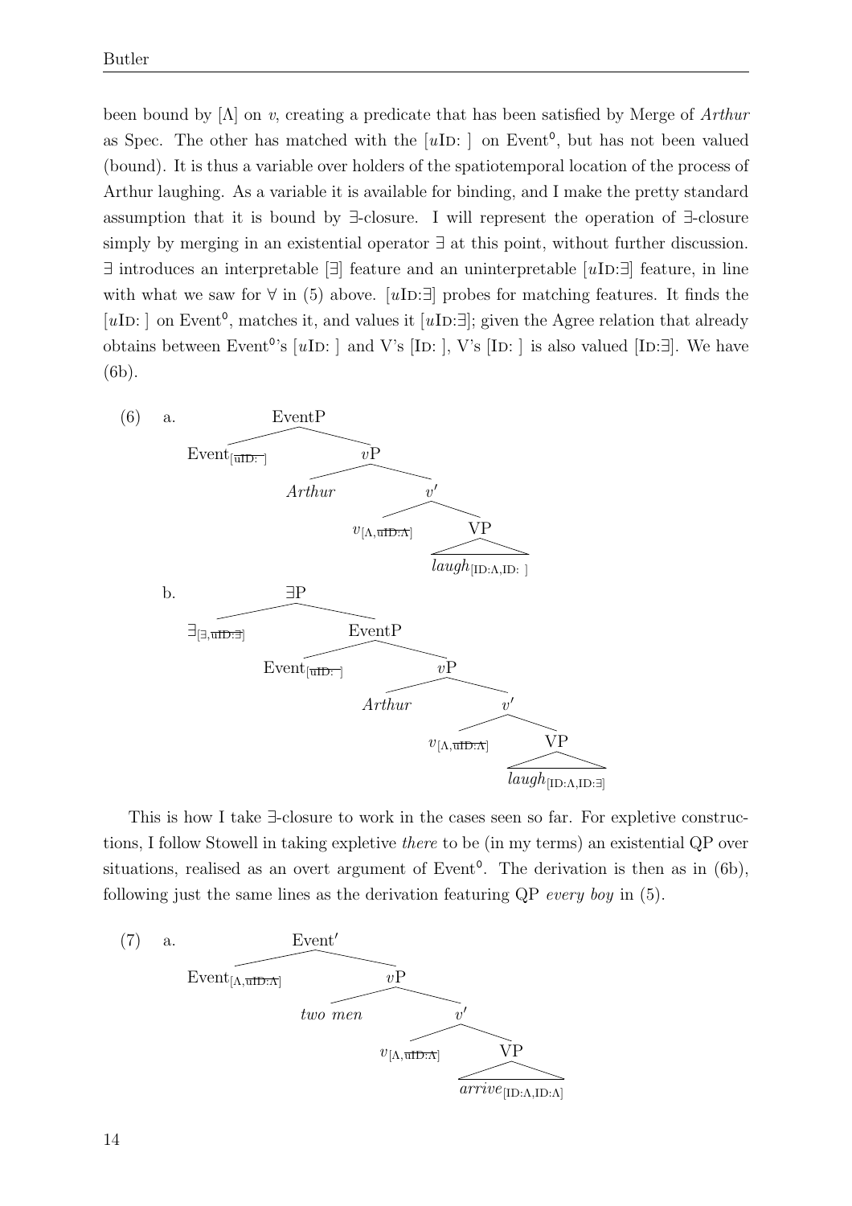been bound by [Λ] on *v*, creating a predicate that has been satisfied by Merge of *Arthur* as Spec. The other has matched with the [*u*ID: ] on Event⁰, but has not been valued (bound). It is thus a variable over holders of the spatiotemporal location of the process of Arthur laughing. As a variable it is available for binding, and I make the pretty standard assumption that it is bound by ∃-closure. I will represent the operation of ∃-closure simply by merging in an existential operator ∃ at this point, without further discussion. ∃ introduces an interpretable [∃] feature and an uninterpretable [*u*ID:∃] feature, in line with what we saw for ∀ in (5) above. [*u*ID:∃] probes for matching features. It finds the [*u*ID: ] on Event⁰, matches it, and values it [*u*ID:∃]; given the Agree relation that already obtains between Event⁰'s [*u*ID: ] and V's [ID: ], V's [ID: ] is also valued [ID:∃]. We have (6b).

(6) a. [EventP Event$_{[\overline{\text{uID: }}]}$ [$v$P *Arthur* [$v'$ $v_{[\Lambda,\overline{\text{uID:}\Lambda}]}$ [VP $laugh_{[\text{ID:}\Lambda,\text{ID: }]}$ ]]]]

b. [∃P $\exists_{[\exists,\overline{\text{uID:}\exists}]}$ [EventP Event$_{[\overline{\text{uID: }}]}$ [$v$P *Arthur* [$v'$ $v_{[\Lambda,\overline{\text{uID:}\Lambda}]}$ [VP $laugh_{[\text{ID:}\Lambda,\text{ID:}\exists]}$ ]]]]]

This is how I take ∃-closure to work in the cases seen so far. For expletive constructions, I follow Stowell in taking expletive *there* to be (in my terms) an existential QP over situations, realised as an overt argument of Event⁰. The derivation is then as in (6b), following just the same lines as the derivation featuring QP *every boy* in (5).

(7) a. [Event′ Event$_{[\Lambda,\overline{\text{uID:}\Lambda}]}$ [$v$P *two men* [$v'$ $v_{[\Lambda,\overline{\text{uID:}\Lambda}]}$ [VP $arrive_{[\text{ID:}\Lambda,\text{ID:}\Lambda]}$ ]]]]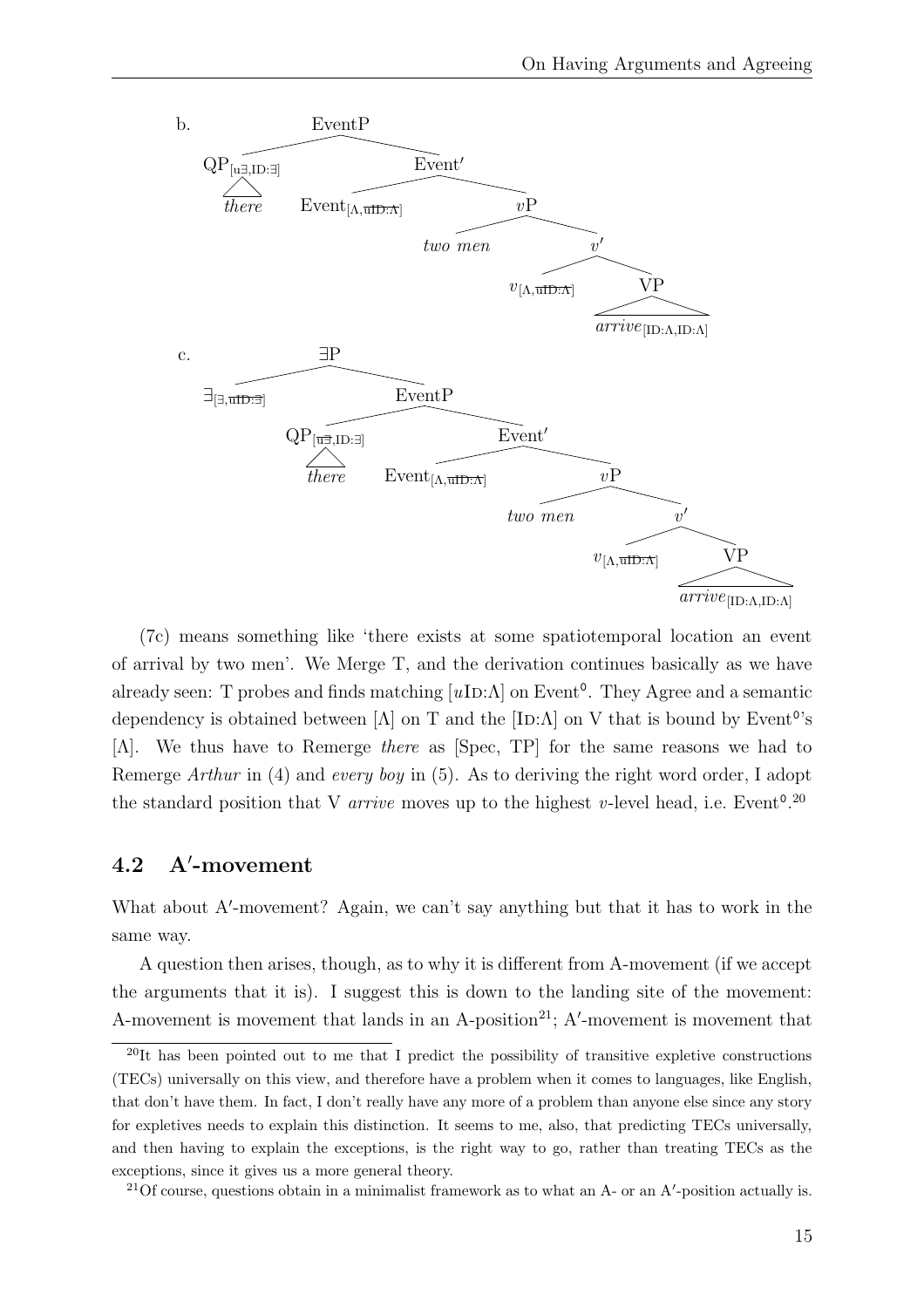b. [EventP [QP$_{[u\exists, \text{ID}:\exists]}$ *there*] [Event′ Event$_{[\Lambda, \overline{\text{uID:}\Lambda}]}$ [$v$P *two men* [$v'$ $v_{[\Lambda, \overline{\text{uID:}\Lambda}]}$ [VP *arrive*$_{[\text{ID}:\Lambda, \text{ID}:\Lambda]}$]]]]]

c. [∃P ∃$_{[\exists, \overline{\text{uID:}\exists}]}$ [EventP [QP$_{[\overline{u\exists}, \text{ID}:\exists]}$ *there*] [Event′ Event$_{[\Lambda, \overline{\text{uID:}\Lambda}]}$ [$v$P *two men* [$v'$ $v_{[\Lambda, \overline{\text{uID:}\Lambda}]}$ [VP *arrive*$_{[\text{ID}:\Lambda, \text{ID}:\Lambda]}$]]]]]]

(7c) means something like 'there exists at some spatiotemporal location an event of arrival by two men'. We Merge T, and the derivation continues basically as we have already seen: T probes and finds matching [$u$ID:Λ] on Event°. They Agree and a semantic dependency is obtained between [Λ] on T and the [ID:Λ] on V that is bound by Event°'s [Λ]. We thus have to Remerge *there* as [Spec, TP] for the same reasons we had to Remerge *Arthur* in (4) and *every boy* in (5). As to deriving the right word order, I adopt the standard position that V *arrive* moves up to the highest $v$-level head, i.e. Event°.[20]

## 4.2 A′-movement

What about A′-movement? Again, we can't say anything but that it has to work in the same way.

A question then arises, though, as to why it is different from A-movement (if we accept the arguments that it is). I suggest this is down to the landing site of the movement: A-movement is movement that lands in an A-position[21]; A′-movement is movement that

[20]It has been pointed out to me that I predict the possibility of transitive expletive constructions (TECs) universally on this view, and therefore have a problem when it comes to languages, like English, that don't have them. In fact, I don't really have any more of a problem than anyone else since any story for expletives needs to explain this distinction. It seems to me, also, that predicting TECs universally, and then having to explain the exceptions, is the right way to go, rather than treating TECs as the exceptions, since it gives us a more general theory.

[21]Of course, questions obtain in a minimalist framework as to what an A- or an A′-position actually is.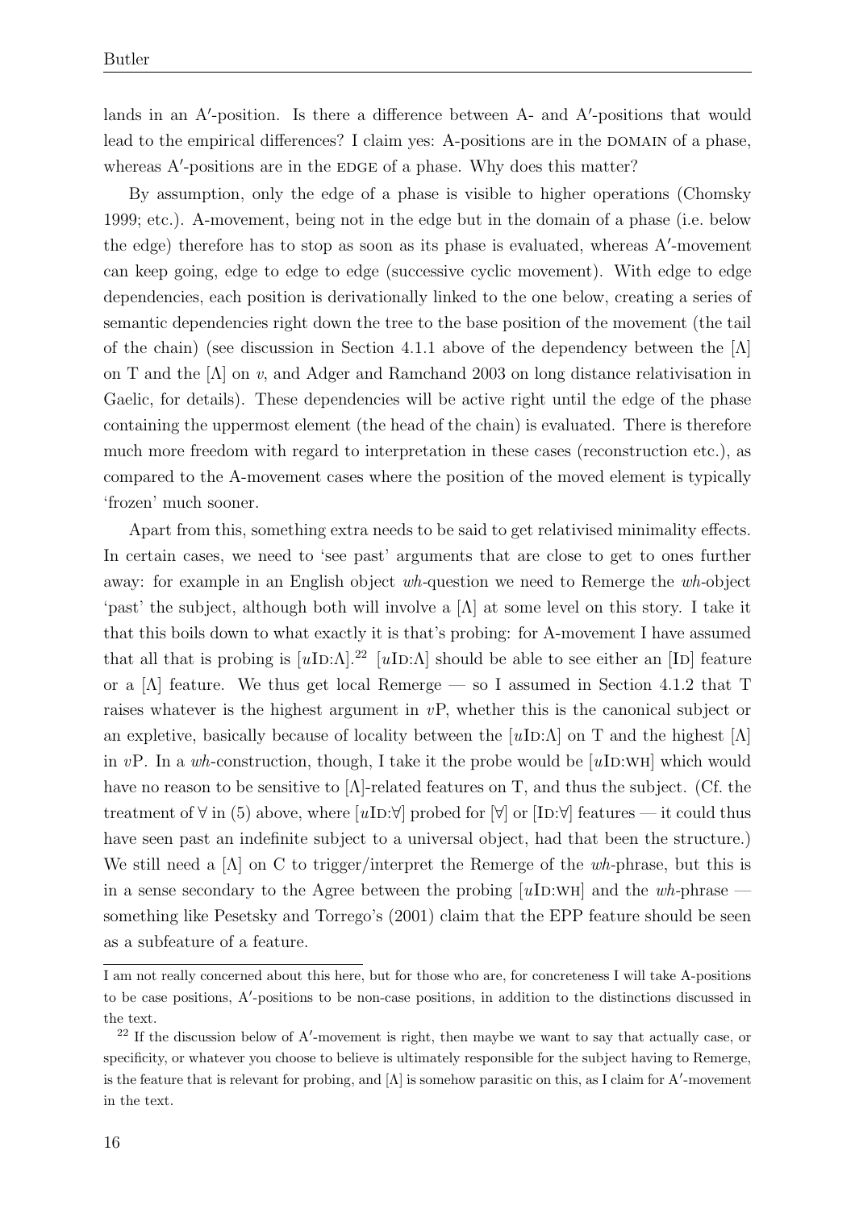lands in an A′-position. Is there a difference between A- and A′-positions that would lead to the empirical differences? I claim yes: A-positions are in the DOMAIN of a phase, whereas A′-positions are in the EDGE of a phase. Why does this matter?

By assumption, only the edge of a phase is visible to higher operations (Chomsky 1999; etc.). A-movement, being not in the edge but in the domain of a phase (i.e. below the edge) therefore has to stop as soon as its phase is evaluated, whereas A′-movement can keep going, edge to edge to edge (successive cyclic movement). With edge to edge dependencies, each position is derivationally linked to the one below, creating a series of semantic dependencies right down the tree to the base position of the movement (the tail of the chain) (see discussion in Section 4.1.1 above of the dependency between the [Λ] on T and the [Λ] on *v*, and Adger and Ramchand 2003 on long distance relativisation in Gaelic, for details). These dependencies will be active right until the edge of the phase containing the uppermost element (the head of the chain) is evaluated. There is therefore much more freedom with regard to interpretation in these cases (reconstruction etc.), as compared to the A-movement cases where the position of the moved element is typically 'frozen' much sooner.

Apart from this, something extra needs to be said to get relativised minimality effects. In certain cases, we need to 'see past' arguments that are close to get to ones further away: for example in an English object *wh*-question we need to Remerge the *wh*-object 'past' the subject, although both will involve a [Λ] at some level on this story. I take it that this boils down to what exactly it is that's probing: for A-movement I have assumed that all that is probing is [*u*ID:Λ].[22] [*u*ID:Λ] should be able to see either an [ID] feature or a [Λ] feature. We thus get local Remerge — so I assumed in Section 4.1.2 that T raises whatever is the highest argument in *v*P, whether this is the canonical subject or an expletive, basically because of locality between the [*u*ID:Λ] on T and the highest [Λ] in *v*P. In a *wh*-construction, though, I take it the probe would be [*u*ID:WH] which would have no reason to be sensitive to [Λ]-related features on T, and thus the subject. (Cf. the treatment of ∀ in (5) above, where [*u*ID:∀] probed for [∀] or [ID:∀] features — it could thus have seen past an indefinite subject to a universal object, had that been the structure.) We still need a [Λ] on C to trigger/interpret the Remerge of the *wh*-phrase, but this is in a sense secondary to the Agree between the probing [*u*ID:WH] and the *wh*-phrase — something like Pesetsky and Torrego's (2001) claim that the EPP feature should be seen as a subfeature of a feature.

---

I am not really concerned about this here, but for those who are, for concreteness I will take A-positions to be case positions, A′-positions to be non-case positions, in addition to the distinctions discussed in the text.

[22] If the discussion below of A′-movement is right, then maybe we want to say that actually case, or specificity, or whatever you choose to believe is ultimately responsible for the subject having to Remerge, is the feature that is relevant for probing, and [Λ] is somehow parasitic on this, as I claim for A′-movement in the text.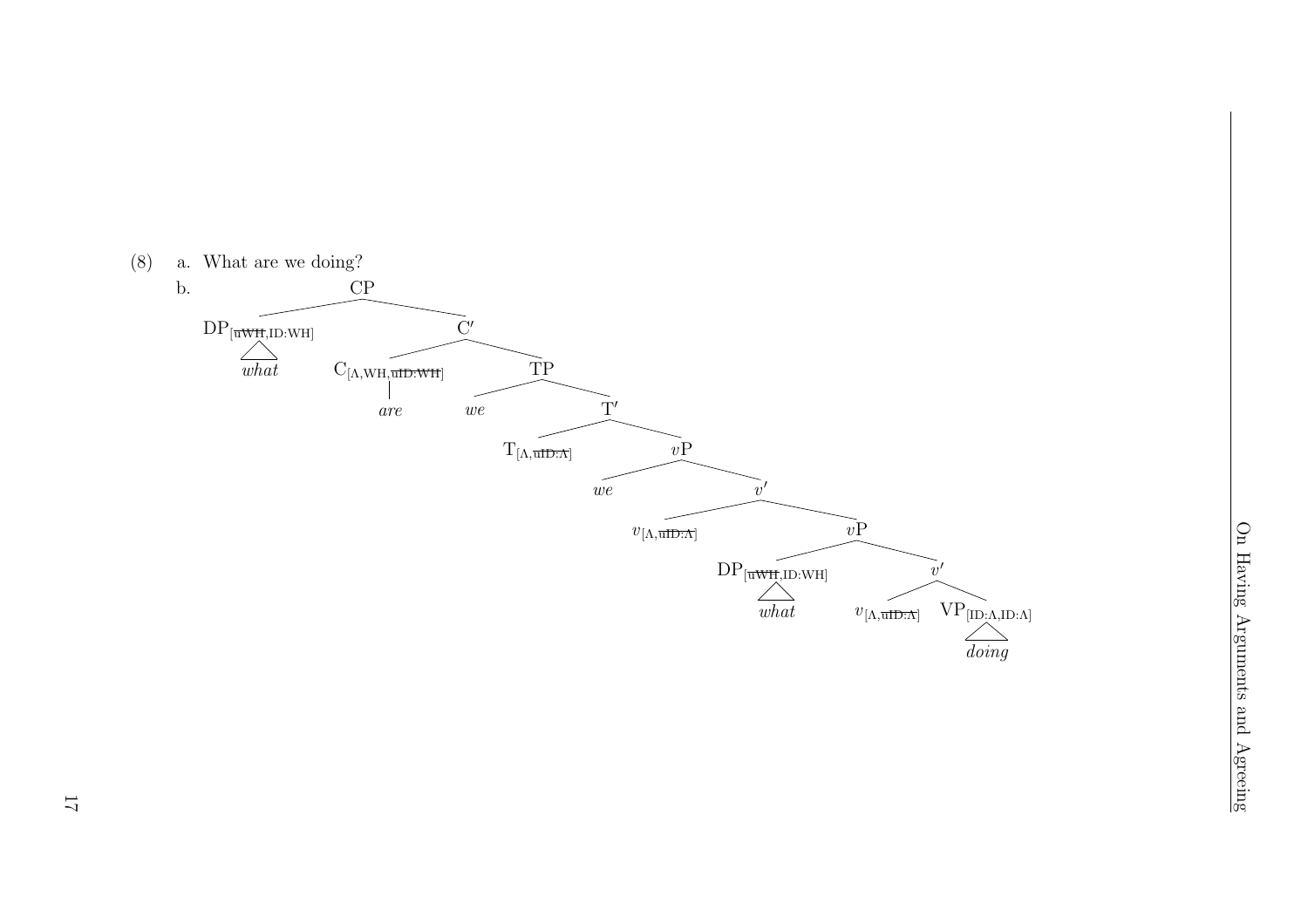(8) a. What are we doing?

b.

```
[CP [DP[uWH,ID:WH] what]
    [C' [C[Λ,WH,uID:WH] are]
        [TP we
            [T' T[Λ,uID:Λ]
                [vP we
                    [v' v[Λ,uID:Λ]
                        [vP [DP[uWH,ID:WH] what]
                            [v' v[Λ,uID:Λ]
                                [VP[ID:Λ,ID:Λ] doing]]]]]]]]]
```

(In the tree, the features uWH on both DPs, uID:WH on C, and uID:Λ on T and on both v heads are struck through.)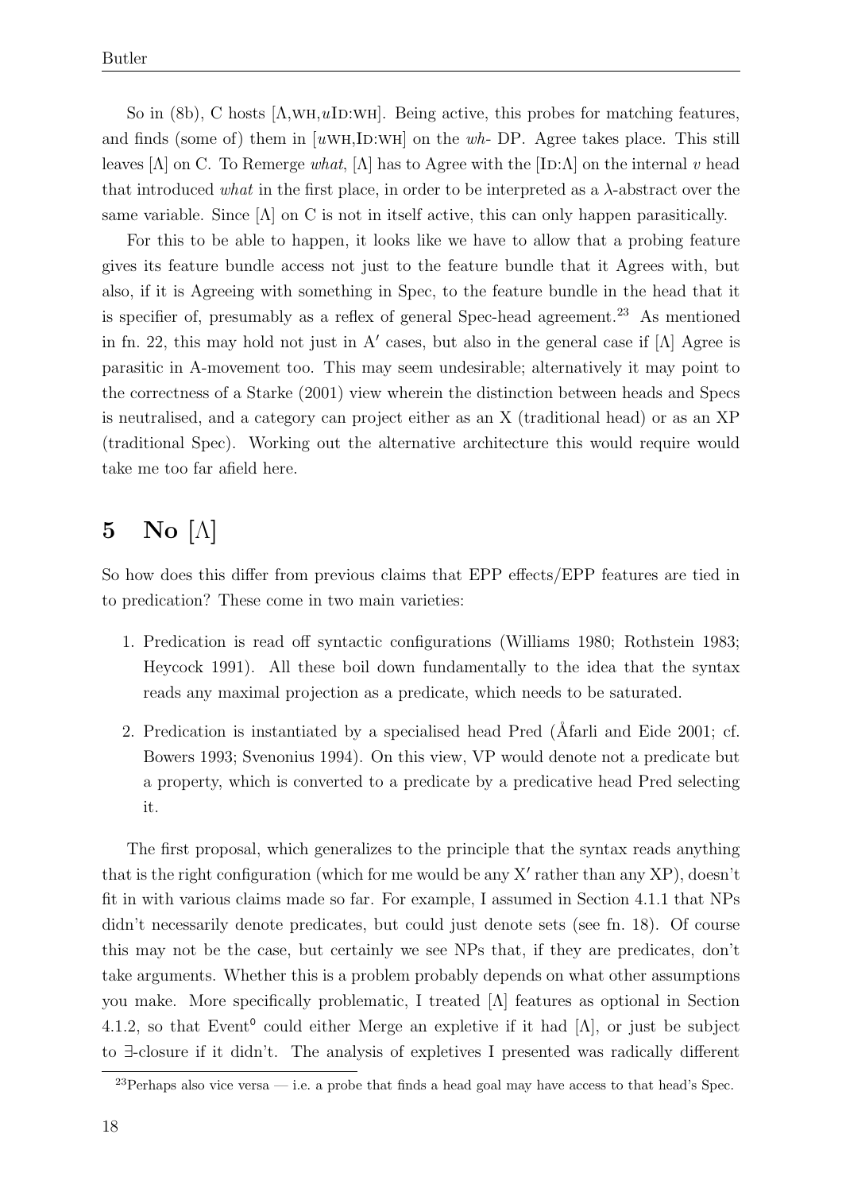So in (8b), C hosts [Λ,WH,*u*ID:WH]. Being active, this probes for matching features, and finds (some of) them in [*u*WH,ID:WH] on the *wh*- DP. Agree takes place. This still leaves [Λ] on C. To Remerge *what*, [Λ] has to Agree with the [ID:Λ] on the internal *v* head that introduced *what* in the first place, in order to be interpreted as a λ-abstract over the same variable. Since [Λ] on C is not in itself active, this can only happen parasitically.

For this to be able to happen, it looks like we have to allow that a probing feature gives its feature bundle access not just to the feature bundle that it Agrees with, but also, if it is Agreeing with something in Spec, to the feature bundle in the head that it is specifier of, presumably as a reflex of general Spec-head agreement.[23] As mentioned in fn. 22, this may hold not just in A′ cases, but also in the general case if [Λ] Agree is parasitic in A-movement too. This may seem undesirable; alternatively it may point to the correctness of a Starke (2001) view wherein the distinction between heads and Specs is neutralised, and a category can project either as an X (traditional head) or as an XP (traditional Spec). Working out the alternative architecture this would require would take me too far afield here.

# 5 No [Λ]

So how does this differ from previous claims that EPP effects/EPP features are tied in to predication? These come in two main varieties:

1. Predication is read off syntactic configurations (Williams 1980; Rothstein 1983; Heycock 1991). All these boil down fundamentally to the idea that the syntax reads any maximal projection as a predicate, which needs to be saturated.
2. Predication is instantiated by a specialised head Pred (Åfarli and Eide 2001; cf. Bowers 1993; Svenonius 1994). On this view, VP would denote not a predicate but a property, which is converted to a predicate by a predicative head Pred selecting it.

The first proposal, which generalizes to the principle that the syntax reads anything that is the right configuration (which for me would be any X′ rather than any XP), doesn't fit in with various claims made so far. For example, I assumed in Section 4.1.1 that NPs didn't necessarily denote predicates, but could just denote sets (see fn. 18). Of course this may not be the case, but certainly we see NPs that, if they are predicates, don't take arguments. Whether this is a problem probably depends on what other assumptions you make. More specifically problematic, I treated [Λ] features as optional in Section 4.1.2, so that Event⁰ could either Merge an expletive if it had [Λ], or just be subject to ∃-closure if it didn't. The analysis of expletives I presented was radically different

[23] Perhaps also vice versa — i.e. a probe that finds a head goal may have access to that head's Spec.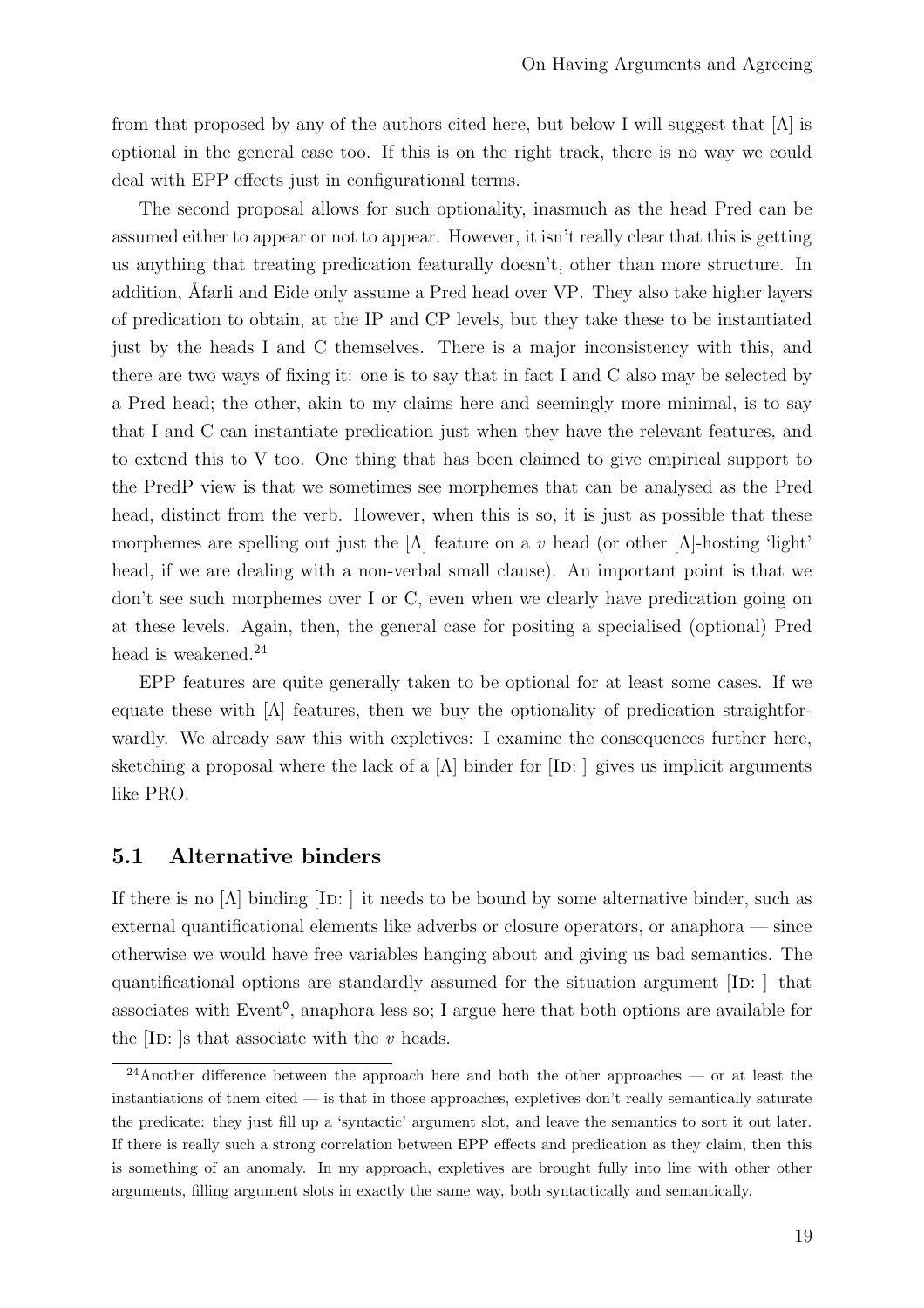from that proposed by any of the authors cited here, but below I will suggest that [Λ] is optional in the general case too. If this is on the right track, there is no way we could deal with EPP effects just in configurational terms.

The second proposal allows for such optionality, inasmuch as the head Pred can be assumed either to appear or not to appear. However, it isn't really clear that this is getting us anything that treating predication featurally doesn't, other than more structure. In addition, Åfarli and Eide only assume a Pred head over VP. They also take higher layers of predication to obtain, at the IP and CP levels, but they take these to be instantiated just by the heads I and C themselves. There is a major inconsistency with this, and there are two ways of fixing it: one is to say that in fact I and C also may be selected by a Pred head; the other, akin to my claims here and seemingly more minimal, is to say that I and C can instantiate predication just when they have the relevant features, and to extend this to V too. One thing that has been claimed to give empirical support to the PredP view is that we sometimes see morphemes that can be analysed as the Pred head, distinct from the verb. However, when this is so, it is just as possible that these morphemes are spelling out just the [Λ] feature on a *v* head (or other [Λ]-hosting 'light' head, if we are dealing with a non-verbal small clause). An important point is that we don't see such morphemes over I or C, even when we clearly have predication going on at these levels. Again, then, the general case for positing a specialised (optional) Pred head is weakened.[24]

EPP features are quite generally taken to be optional for at least some cases. If we equate these with [Λ] features, then we buy the optionality of predication straightforwardly. We already saw this with expletives: I examine the consequences further here, sketching a proposal where the lack of a [Λ] binder for [Id: ] gives us implicit arguments like PRO.

## 5.1 Alternative binders

If there is no [Λ] binding [Id: ] it needs to be bound by some alternative binder, such as external quantificational elements like adverbs or closure operators, or anaphora — since otherwise we would have free variables hanging about and giving us bad semantics. The quantificational options are standardly assumed for the situation argument [Id: ] that associates with Event$^0$, anaphora less so; I argue here that both options are available for the [Id: ]s that associate with the *v* heads.

[24]Another difference between the approach here and both the other approaches — or at least the instantiations of them cited — is that in those approaches, expletives don't really semantically saturate the predicate: they just fill up a 'syntactic' argument slot, and leave the semantics to sort it out later. If there is really such a strong correlation between EPP effects and predication as they claim, then this is something of an anomaly. In my approach, expletives are brought fully into line with other other arguments, filling argument slots in exactly the same way, both syntactically and semantically.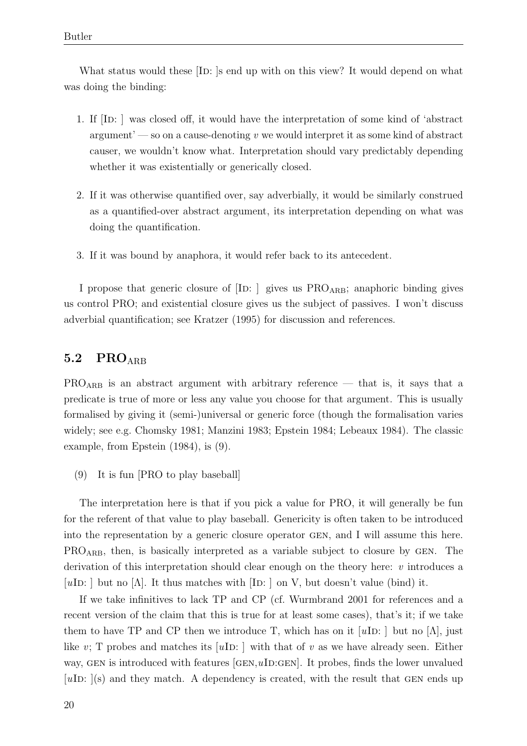What status would these [Id: ]s end up with on this view? It would depend on what was doing the binding:

1. If [Id: ] was closed off, it would have the interpretation of some kind of 'abstract argument' — so on a cause-denoting *v* we would interpret it as some kind of abstract causer, we wouldn't know what. Interpretation should vary predictably depending whether it was existentially or generically closed.

2. If it was otherwise quantified over, say adverbially, it would be similarly construed as a quantified-over abstract argument, its interpretation depending on what was doing the quantification.

3. If it was bound by anaphora, it would refer back to its antecedent.

I propose that generic closure of [Id: ] gives us $\text{PRO}_{\text{ARB}}$; anaphoric binding gives us control PRO; and existential closure gives us the subject of passives. I won't discuss adverbial quantification; see Kratzer (1995) for discussion and references.

## 5.2 $\text{PRO}_{\text{ARB}}$

$\text{PRO}_{\text{ARB}}$ is an abstract argument with arbitrary reference — that is, it says that a predicate is true of more or less any value you choose for that argument. This is usually formalised by giving it (semi-)universal or generic force (though the formalisation varies widely; see e.g. Chomsky 1981; Manzini 1983; Epstein 1984; Lebeaux 1984). The classic example, from Epstein (1984), is (9).

(9) It is fun [PRO to play baseball]

The interpretation here is that if you pick a value for PRO, it will generally be fun for the referent of that value to play baseball. Genericity is often taken to be introduced into the representation by a generic closure operator GEN, and I will assume this here. $\text{PRO}_{\text{ARB}}$, then, is basically interpreted as a variable subject to closure by GEN. The derivation of this interpretation should clear enough on the theory here: *v* introduces a [*u*Id: ] but no [Λ]. It thus matches with [Id: ] on V, but doesn't value (bind) it.

If we take infinitives to lack TP and CP (cf. Wurmbrand 2001 for references and a recent version of the claim that this is true for at least some cases), that's it; if we take them to have TP and CP then we introduce T, which has on it [*u*Id: ] but no [Λ], just like *v*; T probes and matches its [*u*Id: ] with that of *v* as we have already seen. Either way, GEN is introduced with features [GEN,*u*Id:GEN]. It probes, finds the lower unvalued [*u*Id: ](s) and they match. A dependency is created, with the result that GEN ends up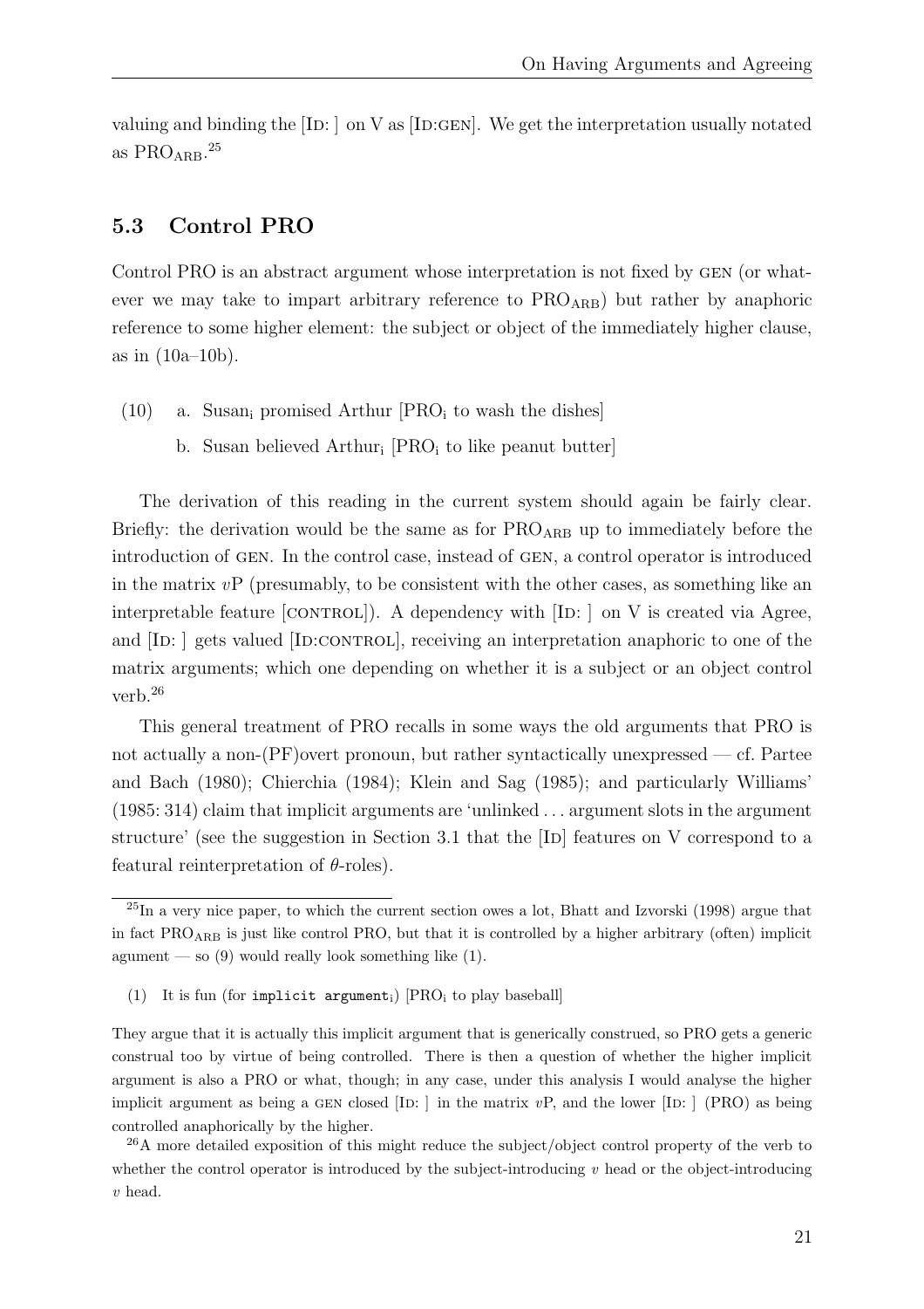valuing and binding the [ID: ] on V as [ID:GEN]. We get the interpretation usually notated as $\text{PRO}_{\text{ARB}}$.[25]

## 5.3 Control PRO

Control PRO is an abstract argument whose interpretation is not fixed by GEN (or whatever we may take to impart arbitrary reference to $\text{PRO}_{\text{ARB}}$) but rather by anaphoric reference to some higher element: the subject or object of the immediately higher clause, as in (10a–10b).

(10) a. $\text{Susan}_{\text{i}}$ promised Arthur [$\text{PRO}_{\text{i}}$ to wash the dishes]

b. Susan believed $\text{Arthur}_{\text{i}}$ [$\text{PRO}_{\text{i}}$ to like peanut butter]

The derivation of this reading in the current system should again be fairly clear. Briefly: the derivation would be the same as for $\text{PRO}_{\text{ARB}}$ up to immediately before the introduction of GEN. In the control case, instead of GEN, a control operator is introduced in the matrix *v*P (presumably, to be consistent with the other cases, as something like an interpretable feature [CONTROL]). A dependency with [ID: ] on V is created via Agree, and [ID: ] gets valued [ID:CONTROL], receiving an interpretation anaphoric to one of the matrix arguments; which one depending on whether it is a subject or an object control verb.[26]

This general treatment of PRO recalls in some ways the old arguments that PRO is not actually a non-(PF)overt pronoun, but rather syntactically unexpressed — cf. Partee and Bach (1980); Chierchia (1984); Klein and Sag (1985); and particularly Williams' (1985: 314) claim that implicit arguments are 'unlinked ... argument slots in the argument structure' (see the suggestion in Section 3.1 that the [ID] features on V correspond to a featural reinterpretation of $\theta$-roles).

---

[25] In a very nice paper, to which the current section owes a lot, Bhatt and Izvorski (1998) argue that in fact $\text{PRO}_{\text{ARB}}$ is just like control PRO, but that it is controlled by a higher arbitrary (often) implicit agument — so (9) would really look something like (1).

(1) It is fun (for `implicit argument`$_{\text{i}}$) [$\text{PRO}_{\text{i}}$ to play baseball]

They argue that it is actually this implicit argument that is generically construed, so PRO gets a generic construal too by virtue of being controlled. There is then a question of whether the higher implicit argument is also a PRO or what, though; in any case, under this analysis I would analyse the higher implicit argument as being a GEN closed [ID: ] in the matrix *v*P, and the lower [ID: ] (PRO) as being controlled anaphorically by the higher.

[26] A more detailed exposition of this might reduce the subject/object control property of the verb to whether the control operator is introduced by the subject-introducing *v* head or the object-introducing *v* head.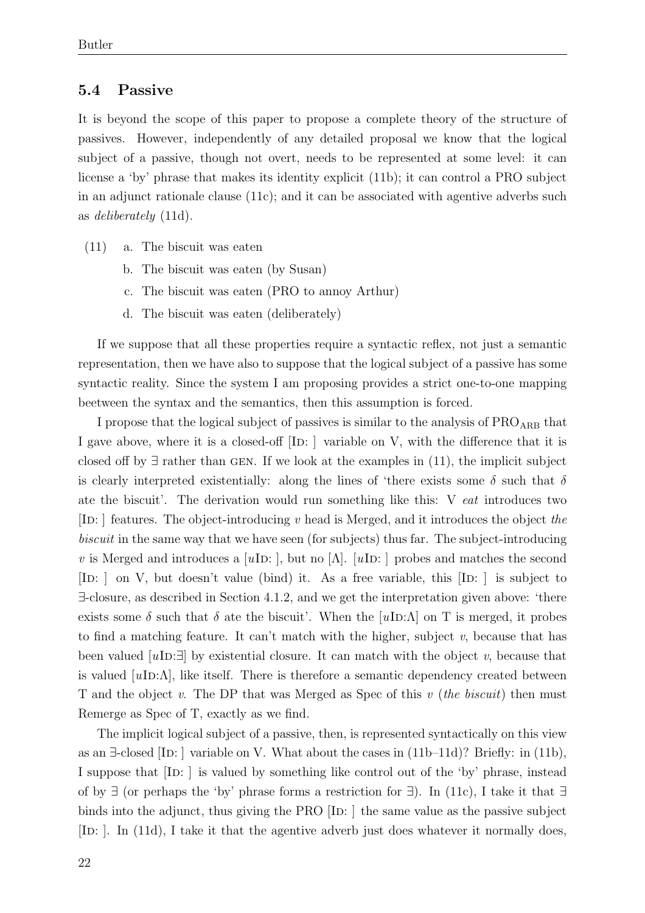## 5.4 Passive

It is beyond the scope of this paper to propose a complete theory of the structure of passives. However, independently of any detailed proposal we know that the logical subject of a passive, though not overt, needs to be represented at some level: it can license a 'by' phrase that makes its identity explicit (11b); it can control a PRO subject in an adjunct rationale clause (11c); and it can be associated with agentive adverbs such as *deliberately* (11d).

(11) a. The biscuit was eaten

b. The biscuit was eaten (by Susan)

c. The biscuit was eaten (PRO to annoy Arthur)

d. The biscuit was eaten (deliberately)

If we suppose that all these properties require a syntactic reflex, not just a semantic representation, then we have also to suppose that the logical subject of a passive has some syntactic reality. Since the system I am proposing provides a strict one-to-one mapping beetween the syntax and the semantics, then this assumption is forced.

I propose that the logical subject of passives is similar to the analysis of $\text{PRO}_{\text{ARB}}$ that I gave above, where it is a closed-off [Id: ] variable on V, with the difference that it is closed off by $\exists$ rather than GEN. If we look at the examples in (11), the implicit subject is clearly interpreted existentially: along the lines of 'there exists some $\delta$ such that $\delta$ ate the biscuit'. The derivation would run something like this: V *eat* introduces two [Id: ] features. The object-introducing $v$ head is Merged, and it introduces the object *the biscuit* in the same way that we have seen (for subjects) thus far. The subject-introducing $v$ is Merged and introduces a [$u$Id: ], but no [$\Lambda$]. [$u$Id: ] probes and matches the second [Id: ] on V, but doesn't value (bind) it. As a free variable, this [Id: ] is subject to $\exists$-closure, as described in Section 4.1.2, and we get the interpretation given above: 'there exists some $\delta$ such that $\delta$ ate the biscuit'. When the [$u$Id:$\Lambda$] on T is merged, it probes to find a matching feature. It can't match with the higher, subject $v$, because that has been valued [$u$Id:$\exists$] by existential closure. It can match with the object $v$, because that is valued [$u$Id:$\Lambda$], like itself. There is therefore a semantic dependency created between T and the object $v$. The DP that was Merged as Spec of this $v$ (*the biscuit*) then must Remerge as Spec of T, exactly as we find.

The implicit logical subject of a passive, then, is represented syntactically on this view as an $\exists$-closed [Id: ] variable on V. What about the cases in (11b–11d)? Briefly: in (11b), I suppose that [Id: ] is valued by something like control out of the 'by' phrase, instead of by $\exists$ (or perhaps the 'by' phrase forms a restriction for $\exists$). In (11c), I take it that $\exists$ binds into the adjunct, thus giving the PRO [Id: ] the same value as the passive subject [Id: ]. In (11d), I take it that the agentive adverb just does whatever it normally does,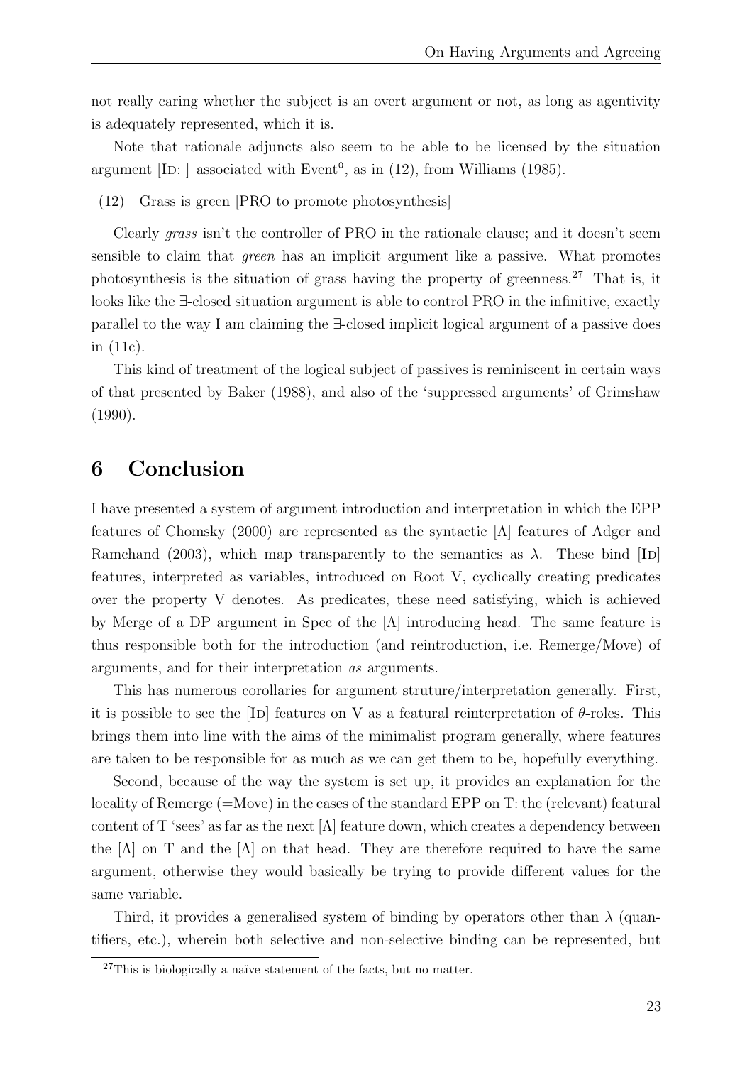not really caring whether the subject is an overt argument or not, as long as agentivity is adequately represented, which it is.

Note that rationale adjuncts also seem to be able to be licensed by the situation argument [Id: ] associated with Event$^0$, as in (12), from Williams (1985).

(12) Grass is green [PRO to promote photosynthesis]

Clearly *grass* isn't the controller of PRO in the rationale clause; and it doesn't seem sensible to claim that *green* has an implicit argument like a passive. What promotes photosynthesis is the situation of grass having the property of greenness.[27] That is, it looks like the ∃-closed situation argument is able to control PRO in the infinitive, exactly parallel to the way I am claiming the ∃-closed implicit logical argument of a passive does in (11c).

This kind of treatment of the logical subject of passives is reminiscent in certain ways of that presented by Baker (1988), and also of the 'suppressed arguments' of Grimshaw (1990).

# 6 Conclusion

I have presented a system of argument introduction and interpretation in which the EPP features of Chomsky (2000) are represented as the syntactic [Λ] features of Adger and Ramchand (2003), which map transparently to the semantics as $\lambda$. These bind [Id] features, interpreted as variables, introduced on Root V, cyclically creating predicates over the property V denotes. As predicates, these need satisfying, which is achieved by Merge of a DP argument in Spec of the [Λ] introducing head. The same feature is thus responsible both for the introduction (and reintroduction, i.e. Remerge/Move) of arguments, and for their interpretation *as* arguments.

This has numerous corollaries for argument struture/interpretation generally. First, it is possible to see the [Id] features on V as a featural reinterpretation of $\theta$-roles. This brings them into line with the aims of the minimalist program generally, where features are taken to be responsible for as much as we can get them to be, hopefully everything.

Second, because of the way the system is set up, it provides an explanation for the locality of Remerge (=Move) in the cases of the standard EPP on T: the (relevant) featural content of T 'sees' as far as the next [Λ] feature down, which creates a dependency between the [Λ] on T and the [Λ] on that head. They are therefore required to have the same argument, otherwise they would basically be trying to provide different values for the same variable.

Third, it provides a generalised system of binding by operators other than $\lambda$ (quantifiers, etc.), wherein both selective and non-selective binding can be represented, but

[27] This is biologically a naïve statement of the facts, but no matter.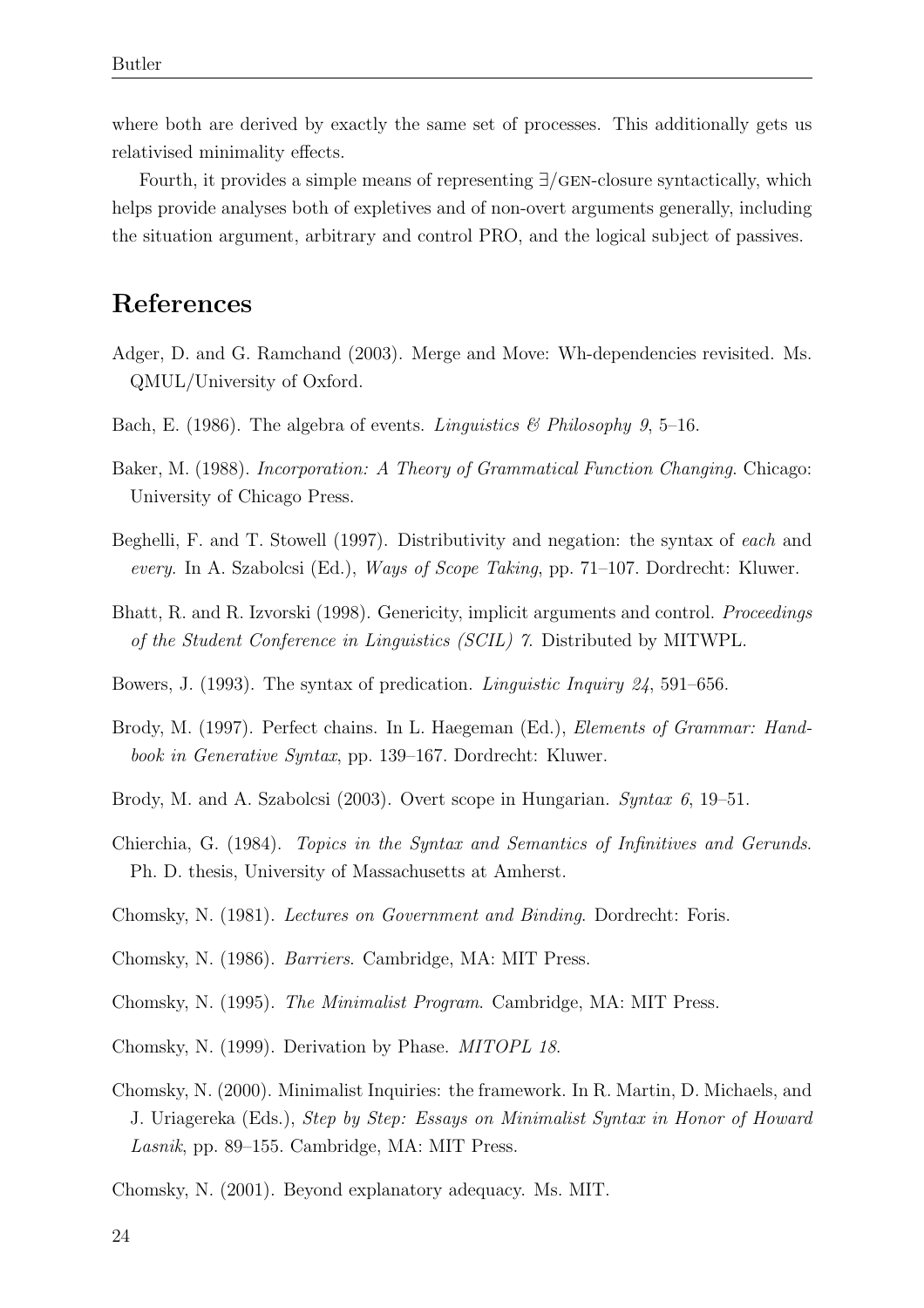where both are derived by exactly the same set of processes. This additionally gets us relativised minimality effects.

Fourth, it provides a simple means of representing ∃/GEN-closure syntactically, which helps provide analyses both of expletives and of non-overt arguments generally, including the situation argument, arbitrary and control PRO, and the logical subject of passives.

## References

Adger, D. and G. Ramchand (2003). Merge and Move: Wh-dependencies revisited. Ms. QMUL/University of Oxford.

Bach, E. (1986). The algebra of events. *Linguistics & Philosophy 9*, 5–16.

Baker, M. (1988). *Incorporation: A Theory of Grammatical Function Changing*. Chicago: University of Chicago Press.

Beghelli, F. and T. Stowell (1997). Distributivity and negation: the syntax of *each* and *every*. In A. Szabolcsi (Ed.), *Ways of Scope Taking*, pp. 71–107. Dordrecht: Kluwer.

Bhatt, R. and R. Izvorski (1998). Genericity, implicit arguments and control. *Proceedings of the Student Conference in Linguistics (SCIL) 7*. Distributed by MITWPL.

Bowers, J. (1993). The syntax of predication. *Linguistic Inquiry 24*, 591–656.

Brody, M. (1997). Perfect chains. In L. Haegeman (Ed.), *Elements of Grammar: Handbook in Generative Syntax*, pp. 139–167. Dordrecht: Kluwer.

Brody, M. and A. Szabolcsi (2003). Overt scope in Hungarian. *Syntax 6*, 19–51.

Chierchia, G. (1984). *Topics in the Syntax and Semantics of Infinitives and Gerunds*. Ph. D. thesis, University of Massachusetts at Amherst.

Chomsky, N. (1981). *Lectures on Government and Binding*. Dordrecht: Foris.

Chomsky, N. (1986). *Barriers*. Cambridge, MA: MIT Press.

Chomsky, N. (1995). *The Minimalist Program*. Cambridge, MA: MIT Press.

Chomsky, N. (1999). Derivation by Phase. *MITOPL 18*.

Chomsky, N. (2000). Minimalist Inquiries: the framework. In R. Martin, D. Michaels, and J. Uriagereka (Eds.), *Step by Step: Essays on Minimalist Syntax in Honor of Howard Lasnik*, pp. 89–155. Cambridge, MA: MIT Press.

Chomsky, N. (2001). Beyond explanatory adequacy. Ms. MIT.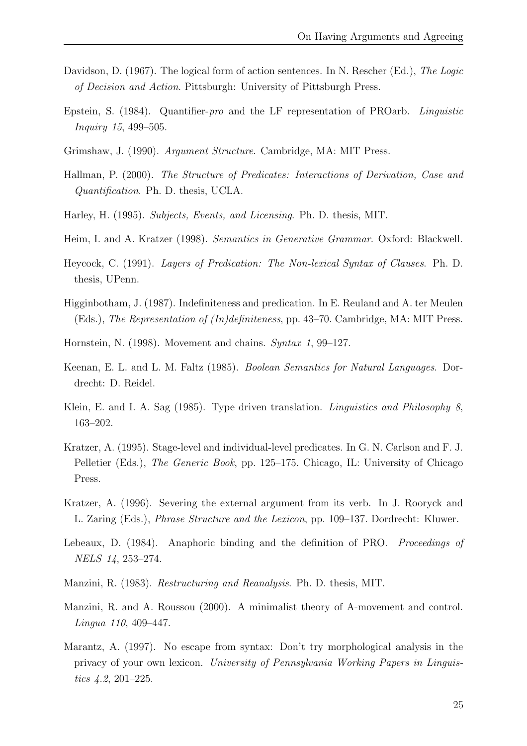Davidson, D. (1967). The logical form of action sentences. In N. Rescher (Ed.), *The Logic of Decision and Action*. Pittsburgh: University of Pittsburgh Press.

Epstein, S. (1984). Quantifier-*pro* and the LF representation of PROarb. *Linguistic Inquiry 15*, 499–505.

Grimshaw, J. (1990). *Argument Structure*. Cambridge, MA: MIT Press.

Hallman, P. (2000). *The Structure of Predicates: Interactions of Derivation, Case and Quantification*. Ph. D. thesis, UCLA.

Harley, H. (1995). *Subjects, Events, and Licensing*. Ph. D. thesis, MIT.

Heim, I. and A. Kratzer (1998). *Semantics in Generative Grammar*. Oxford: Blackwell.

Heycock, C. (1991). *Layers of Predication: The Non-lexical Syntax of Clauses*. Ph. D. thesis, UPenn.

Higginbotham, J. (1987). Indefiniteness and predication. In E. Reuland and A. ter Meulen (Eds.), *The Representation of (In)definiteness*, pp. 43–70. Cambridge, MA: MIT Press.

Hornstein, N. (1998). Movement and chains. *Syntax 1*, 99–127.

Keenan, E. L. and L. M. Faltz (1985). *Boolean Semantics for Natural Languages*. Dordrecht: D. Reidel.

Klein, E. and I. A. Sag (1985). Type driven translation. *Linguistics and Philosophy 8*, 163–202.

Kratzer, A. (1995). Stage-level and individual-level predicates. In G. N. Carlson and F. J. Pelletier (Eds.), *The Generic Book*, pp. 125–175. Chicago, IL: University of Chicago Press.

Kratzer, A. (1996). Severing the external argument from its verb. In J. Rooryck and L. Zaring (Eds.), *Phrase Structure and the Lexicon*, pp. 109–137. Dordrecht: Kluwer.

Lebeaux, D. (1984). Anaphoric binding and the definition of PRO. *Proceedings of NELS 14*, 253–274.

Manzini, R. (1983). *Restructuring and Reanalysis*. Ph. D. thesis, MIT.

Manzini, R. and A. Roussou (2000). A minimalist theory of A-movement and control. *Lingua 110*, 409–447.

Marantz, A. (1997). No escape from syntax: Don't try morphological analysis in the privacy of your own lexicon. *University of Pennsylvania Working Papers in Linguistics 4.2*, 201–225.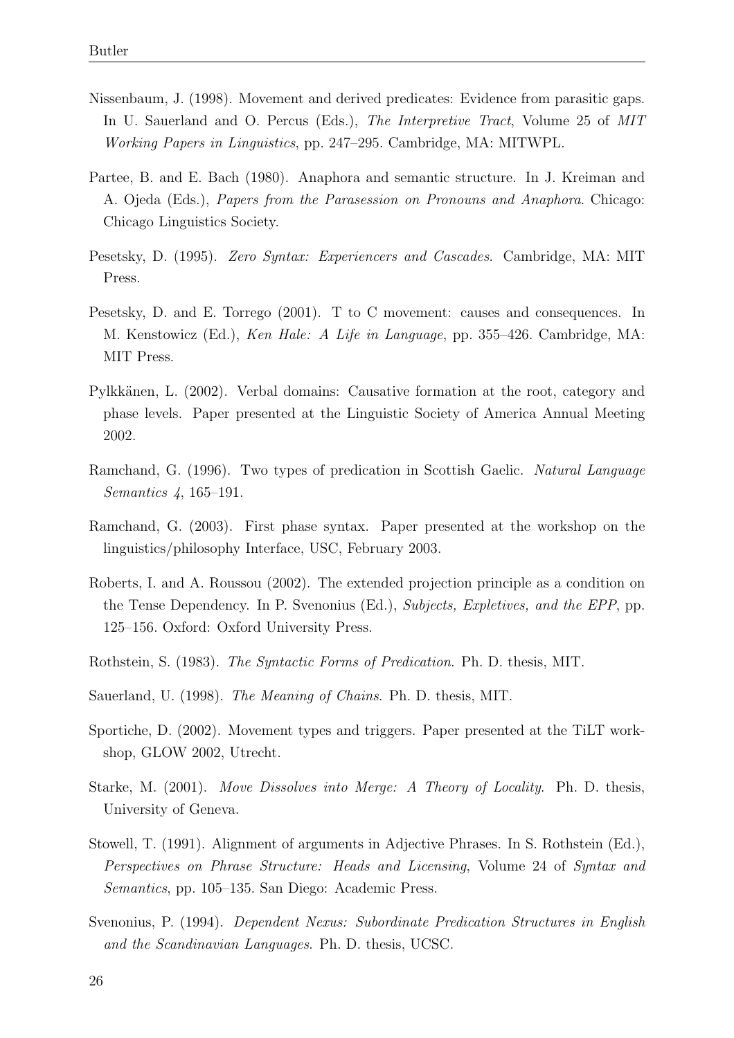Nissenbaum, J. (1998). Movement and derived predicates: Evidence from parasitic gaps. In U. Sauerland and O. Percus (Eds.), *The Interpretive Tract*, Volume 25 of *MIT Working Papers in Linguistics*, pp. 247–295. Cambridge, MA: MITWPL.

Partee, B. and E. Bach (1980). Anaphora and semantic structure. In J. Kreiman and A. Ojeda (Eds.), *Papers from the Parasession on Pronouns and Anaphora*. Chicago: Chicago Linguistics Society.

Pesetsky, D. (1995). *Zero Syntax: Experiencers and Cascades*. Cambridge, MA: MIT Press.

Pesetsky, D. and E. Torrego (2001). T to C movement: causes and consequences. In M. Kenstowicz (Ed.), *Ken Hale: A Life in Language*, pp. 355–426. Cambridge, MA: MIT Press.

Pylkkänen, L. (2002). Verbal domains: Causative formation at the root, category and phase levels. Paper presented at the Linguistic Society of America Annual Meeting 2002.

Ramchand, G. (1996). Two types of predication in Scottish Gaelic. *Natural Language Semantics 4*, 165–191.

Ramchand, G. (2003). First phase syntax. Paper presented at the workshop on the linguistics/philosophy Interface, USC, February 2003.

Roberts, I. and A. Roussou (2002). The extended projection principle as a condition on the Tense Dependency. In P. Svenonius (Ed.), *Subjects, Expletives, and the EPP*, pp. 125–156. Oxford: Oxford University Press.

Rothstein, S. (1983). *The Syntactic Forms of Predication*. Ph. D. thesis, MIT.

Sauerland, U. (1998). *The Meaning of Chains*. Ph. D. thesis, MIT.

Sportiche, D. (2002). Movement types and triggers. Paper presented at the TiLT workshop, GLOW 2002, Utrecht.

Starke, M. (2001). *Move Dissolves into Merge: A Theory of Locality*. Ph. D. thesis, University of Geneva.

Stowell, T. (1991). Alignment of arguments in Adjective Phrases. In S. Rothstein (Ed.), *Perspectives on Phrase Structure: Heads and Licensing*, Volume 24 of *Syntax and Semantics*, pp. 105–135. San Diego: Academic Press.

Svenonius, P. (1994). *Dependent Nexus: Subordinate Predication Structures in English and the Scandinavian Languages*. Ph. D. thesis, UCSC.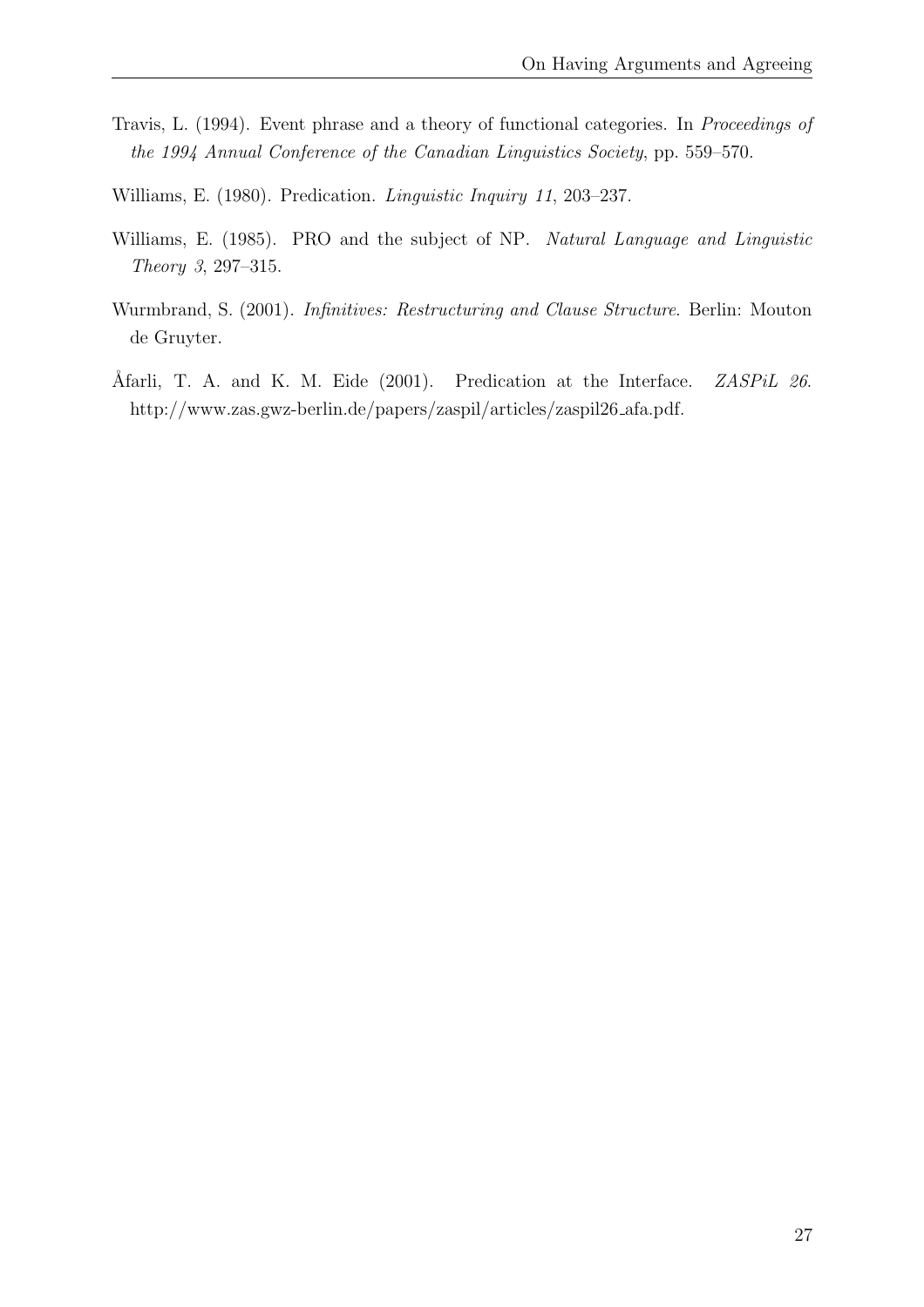Travis, L. (1994). Event phrase and a theory of functional categories. In *Proceedings of the 1994 Annual Conference of the Canadian Linguistics Society*, pp. 559–570.

Williams, E. (1980). Predication. *Linguistic Inquiry 11*, 203–237.

Williams, E. (1985). PRO and the subject of NP. *Natural Language and Linguistic Theory 3*, 297–315.

Wurmbrand, S. (2001). *Infinitives: Restructuring and Clause Structure*. Berlin: Mouton de Gruyter.

Åfarli, T. A. and K. M. Eide (2001). Predication at the Interface. *ZASPiL 26*. http://www.zas.gwz-berlin.de/papers/zaspil/articles/zaspil26_afa.pdf.